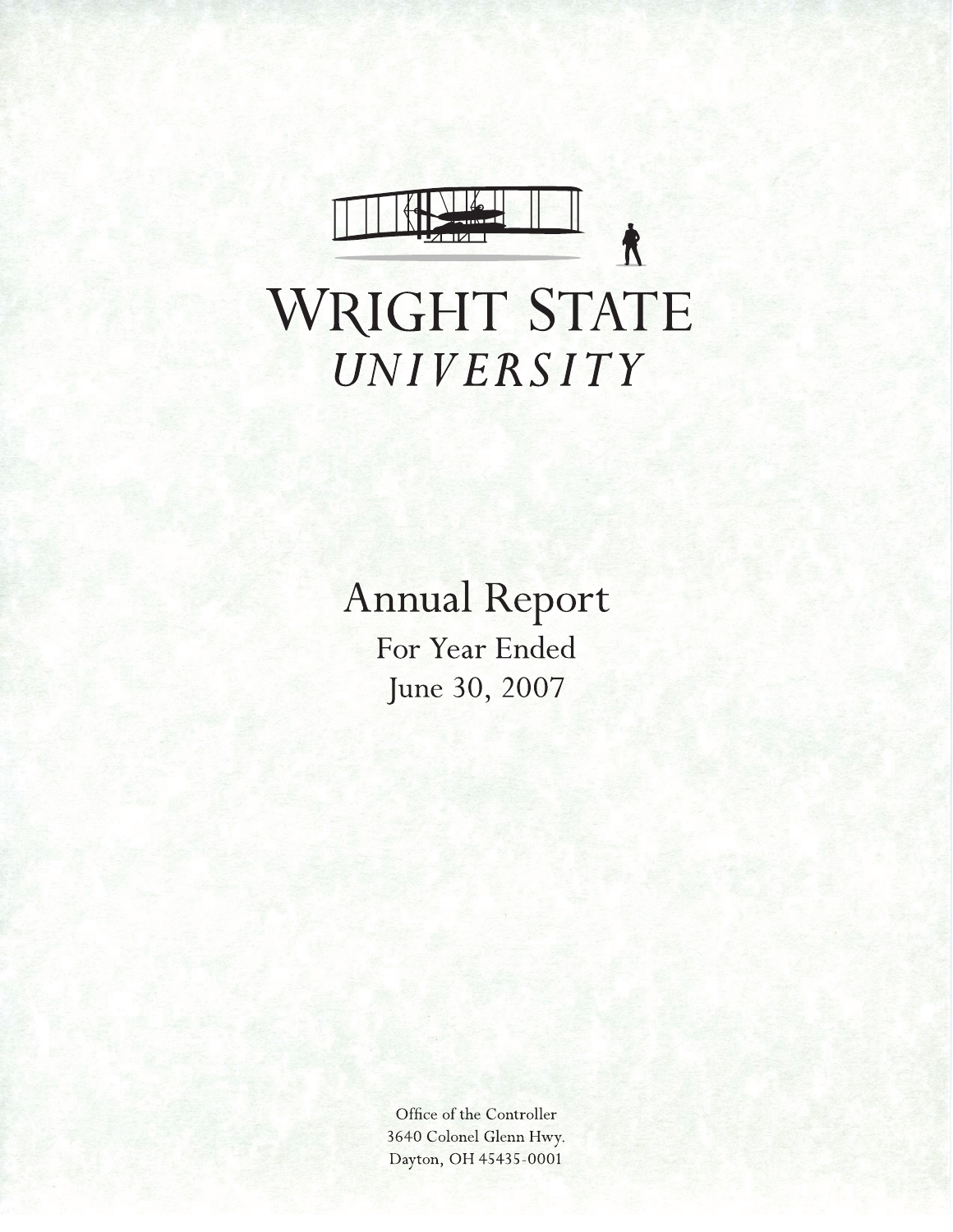# WRIGHT STATE UNIVERSITY

## Annual Report

For Year Ended

June 30, 2007

Office of the Controller
3640 Colonel Glenn Hwy.
Dayton, OH 45435-0001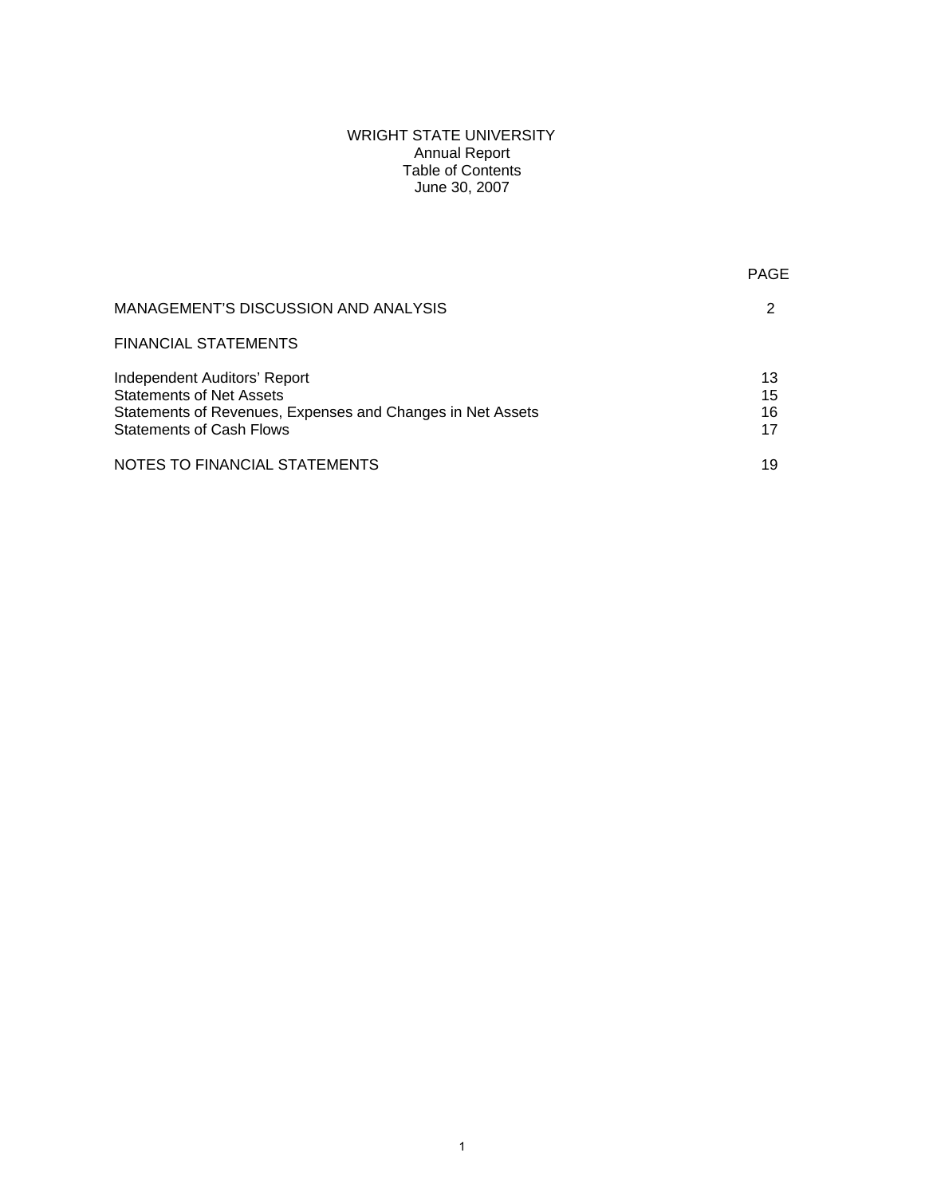# WRIGHT STATE UNIVERSITY
## Annual Report
## Table of Contents
## June 30, 2007

| | PAGE |
|---|---|
| MANAGEMENT'S DISCUSSION AND ANALYSIS | 2 |
| FINANCIAL STATEMENTS | |
| Independent Auditors' Report | 13 |
| Statements of Net Assets | 15 |
| Statements of Revenues, Expenses and Changes in Net Assets | 16 |
| Statements of Cash Flows | 17 |
| NOTES TO FINANCIAL STATEMENTS | 19 |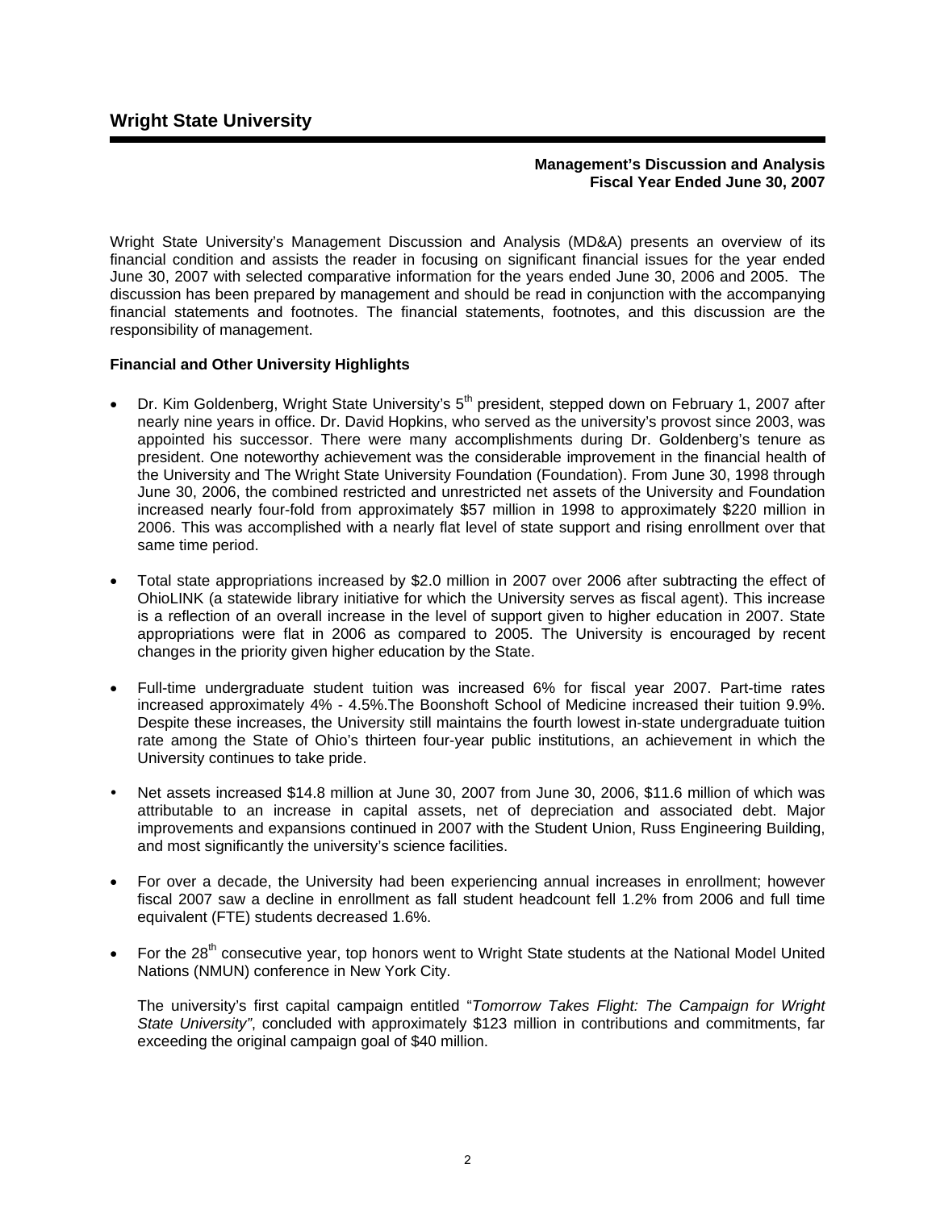# Wright State University

**Management's Discussion and Analysis**
**Fiscal Year Ended June 30, 2007**

Wright State University's Management Discussion and Analysis (MD&A) presents an overview of its financial condition and assists the reader in focusing on significant financial issues for the year ended June 30, 2007 with selected comparative information for the years ended June 30, 2006 and 2005. The discussion has been prepared by management and should be read in conjunction with the accompanying financial statements and footnotes. The financial statements, footnotes, and this discussion are the responsibility of management.

**Financial and Other University Highlights**

- Dr. Kim Goldenberg, Wright State University's 5th president, stepped down on February 1, 2007 after nearly nine years in office. Dr. David Hopkins, who served as the university's provost since 2003, was appointed his successor. There were many accomplishments during Dr. Goldenberg's tenure as president. One noteworthy achievement was the considerable improvement in the financial health of the University and The Wright State University Foundation (Foundation). From June 30, 1998 through June 30, 2006, the combined restricted and unrestricted net assets of the University and Foundation increased nearly four-fold from approximately $57 million in 1998 to approximately $220 million in 2006. This was accomplished with a nearly flat level of state support and rising enrollment over that same time period.

- Total state appropriations increased by $2.0 million in 2007 over 2006 after subtracting the effect of OhioLINK (a statewide library initiative for which the University serves as fiscal agent). This increase is a reflection of an overall increase in the level of support given to higher education in 2007. State appropriations were flat in 2006 as compared to 2005. The University is encouraged by recent changes in the priority given higher education by the State.

- Full-time undergraduate student tuition was increased 6% for fiscal year 2007. Part-time rates increased approximately 4% - 4.5%.The Boonshoft School of Medicine increased their tuition 9.9%. Despite these increases, the University still maintains the fourth lowest in-state undergraduate tuition rate among the State of Ohio's thirteen four-year public institutions, an achievement in which the University continues to take pride.

- Net assets increased $14.8 million at June 30, 2007 from June 30, 2006, $11.6 million of which was attributable to an increase in capital assets, net of depreciation and associated debt. Major improvements and expansions continued in 2007 with the Student Union, Russ Engineering Building, and most significantly the university's science facilities.

- For over a decade, the University had been experiencing annual increases in enrollment; however fiscal 2007 saw a decline in enrollment as fall student headcount fell 1.2% from 2006 and full time equivalent (FTE) students decreased 1.6%.

- For the 28th consecutive year, top honors went to Wright State students at the National Model United Nations (NMUN) conference in New York City.

  The university's first capital campaign entitled "*Tomorrow Takes Flight: The Campaign for Wright State University"*, concluded with approximately $123 million in contributions and commitments, far exceeding the original campaign goal of $40 million.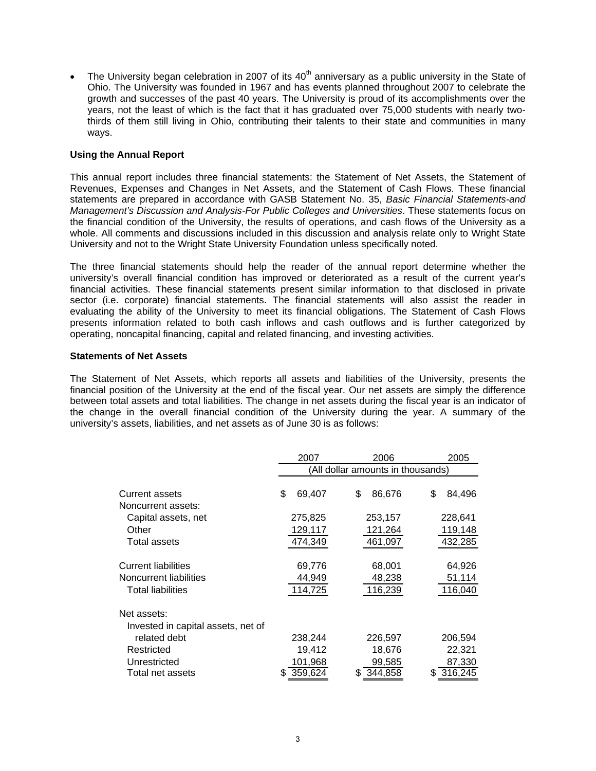- The University began celebration in 2007 of its 40th anniversary as a public university in the State of Ohio. The University was founded in 1967 and has events planned throughout 2007 to celebrate the growth and successes of the past 40 years. The University is proud of its accomplishments over the years, not the least of which is the fact that it has graduated over 75,000 students with nearly two-thirds of them still living in Ohio, contributing their talents to their state and communities in many ways.

### Using the Annual Report

This annual report includes three financial statements: the Statement of Net Assets, the Statement of Revenues, Expenses and Changes in Net Assets, and the Statement of Cash Flows. These financial statements are prepared in accordance with GASB Statement No. 35, *Basic Financial Statements-and Management's Discussion and Analysis-For Public Colleges and Universities*. These statements focus on the financial condition of the University, the results of operations, and cash flows of the University as a whole. All comments and discussions included in this discussion and analysis relate only to Wright State University and not to the Wright State University Foundation unless specifically noted.

The three financial statements should help the reader of the annual report determine whether the university's overall financial condition has improved or deteriorated as a result of the current year's financial activities. These financial statements present similar information to that disclosed in private sector (i.e. corporate) financial statements. The financial statements will also assist the reader in evaluating the ability of the University to meet its financial obligations. The Statement of Cash Flows presents information related to both cash inflows and cash outflows and is further categorized by operating, noncapital financing, capital and related financing, and investing activities.

### Statements of Net Assets

The Statement of Net Assets, which reports all assets and liabilities of the University, presents the financial position of the University at the end of the fiscal year. Our net assets are simply the difference between total assets and total liabilities. The change in net assets during the fiscal year is an indicator of the change in the overall financial condition of the University during the year. A summary of the university's assets, liabilities, and net assets as of June 30 is as follows:

| | 2007 | 2006 | 2005 |
|---|---|---|---|
| | (All dollar amounts in thousands) | | |
| Current assets | $ 69,407 | $ 86,676 | $ 84,496 |
| Noncurrent assets: | | | |
| Capital assets, net | 275,825 | 253,157 | 228,641 |
| Other | 129,117 | 121,264 | 119,148 |
| Total assets | 474,349 | 461,097 | 432,285 |
| Current liabilities | 69,776 | 68,001 | 64,926 |
| Noncurrent liabilities | 44,949 | 48,238 | 51,114 |
| Total liabilities | 114,725 | 116,239 | 116,040 |
| Net assets: | | | |
| Invested in capital assets, net of related debt | 238,244 | 226,597 | 206,594 |
| Restricted | 19,412 | 18,676 | 22,321 |
| Unrestricted | 101,968 | 99,585 | 87,330 |
| Total net assets | $ 359,624 | $ 344,858 | $ 316,245 |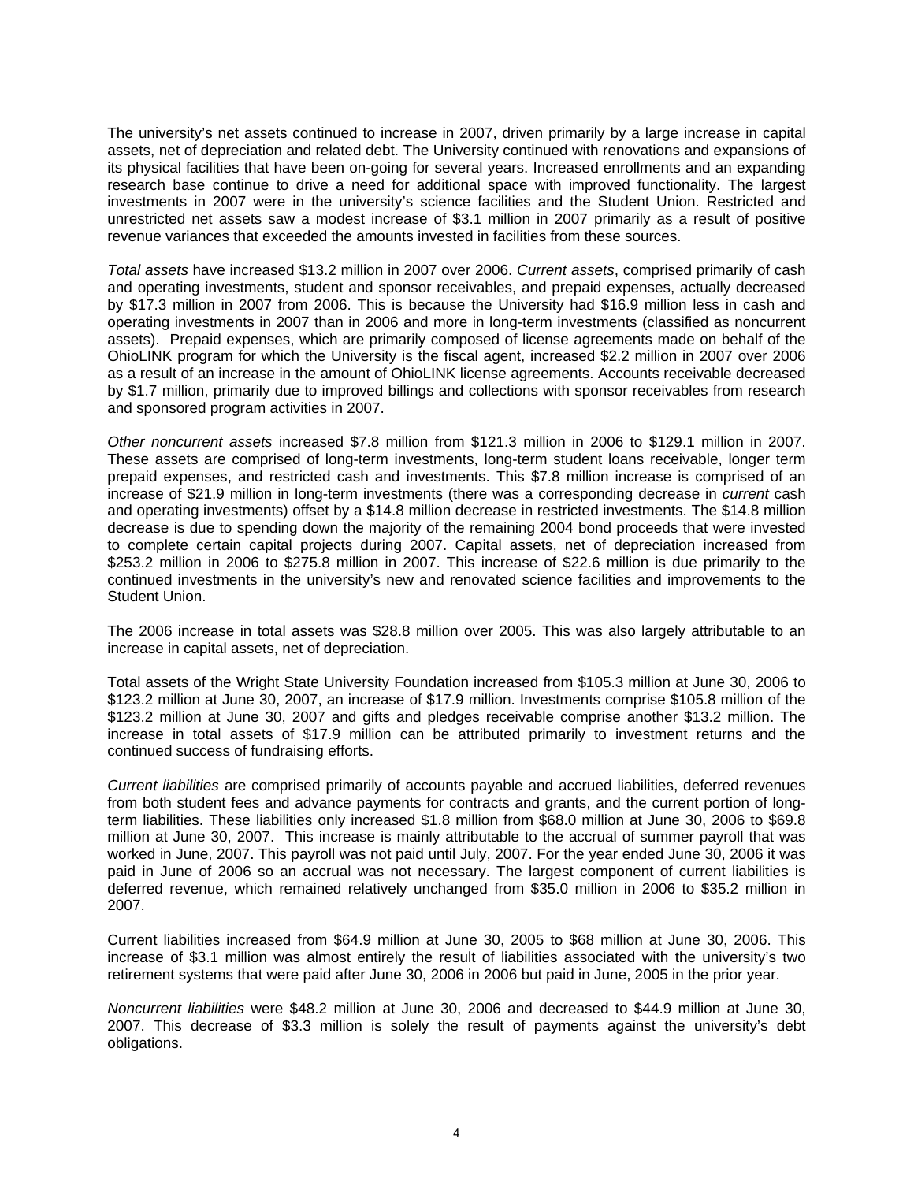The university's net assets continued to increase in 2007, driven primarily by a large increase in capital assets, net of depreciation and related debt. The University continued with renovations and expansions of its physical facilities that have been on-going for several years. Increased enrollments and an expanding research base continue to drive a need for additional space with improved functionality. The largest investments in 2007 were in the university's science facilities and the Student Union. Restricted and unrestricted net assets saw a modest increase of $3.1 million in 2007 primarily as a result of positive revenue variances that exceeded the amounts invested in facilities from these sources.

*Total assets* have increased $13.2 million in 2007 over 2006. *Current assets*, comprised primarily of cash and operating investments, student and sponsor receivables, and prepaid expenses, actually decreased by $17.3 million in 2007 from 2006. This is because the University had $16.9 million less in cash and operating investments in 2007 than in 2006 and more in long-term investments (classified as noncurrent assets). Prepaid expenses, which are primarily composed of license agreements made on behalf of the OhioLINK program for which the University is the fiscal agent, increased $2.2 million in 2007 over 2006 as a result of an increase in the amount of OhioLINK license agreements. Accounts receivable decreased by $1.7 million, primarily due to improved billings and collections with sponsor receivables from research and sponsored program activities in 2007.

*Other noncurrent assets* increased $7.8 million from $121.3 million in 2006 to $129.1 million in 2007. These assets are comprised of long-term investments, long-term student loans receivable, longer term prepaid expenses, and restricted cash and investments. This $7.8 million increase is comprised of an increase of $21.9 million in long-term investments (there was a corresponding decrease in *current* cash and operating investments) offset by a $14.8 million decrease in restricted investments. The $14.8 million decrease is due to spending down the majority of the remaining 2004 bond proceeds that were invested to complete certain capital projects during 2007. Capital assets, net of depreciation increased from $253.2 million in 2006 to $275.8 million in 2007. This increase of $22.6 million is due primarily to the continued investments in the university's new and renovated science facilities and improvements to the Student Union.

The 2006 increase in total assets was $28.8 million over 2005. This was also largely attributable to an increase in capital assets, net of depreciation.

Total assets of the Wright State University Foundation increased from $105.3 million at June 30, 2006 to $123.2 million at June 30, 2007, an increase of $17.9 million. Investments comprise $105.8 million of the $123.2 million at June 30, 2007 and gifts and pledges receivable comprise another $13.2 million. The increase in total assets of $17.9 million can be attributed primarily to investment returns and the continued success of fundraising efforts.

*Current liabilities* are comprised primarily of accounts payable and accrued liabilities, deferred revenues from both student fees and advance payments for contracts and grants, and the current portion of long-term liabilities. These liabilities only increased $1.8 million from $68.0 million at June 30, 2006 to $69.8 million at June 30, 2007. This increase is mainly attributable to the accrual of summer payroll that was worked in June, 2007. This payroll was not paid until July, 2007. For the year ended June 30, 2006 it was paid in June of 2006 so an accrual was not necessary. The largest component of current liabilities is deferred revenue, which remained relatively unchanged from $35.0 million in 2006 to $35.2 million in 2007.

Current liabilities increased from $64.9 million at June 30, 2005 to $68 million at June 30, 2006. This increase of $3.1 million was almost entirely the result of liabilities associated with the university's two retirement systems that were paid after June 30, 2006 in 2006 but paid in June, 2005 in the prior year.

*Noncurrent liabilities* were $48.2 million at June 30, 2006 and decreased to $44.9 million at June 30, 2007. This decrease of $3.3 million is solely the result of payments against the university's debt obligations.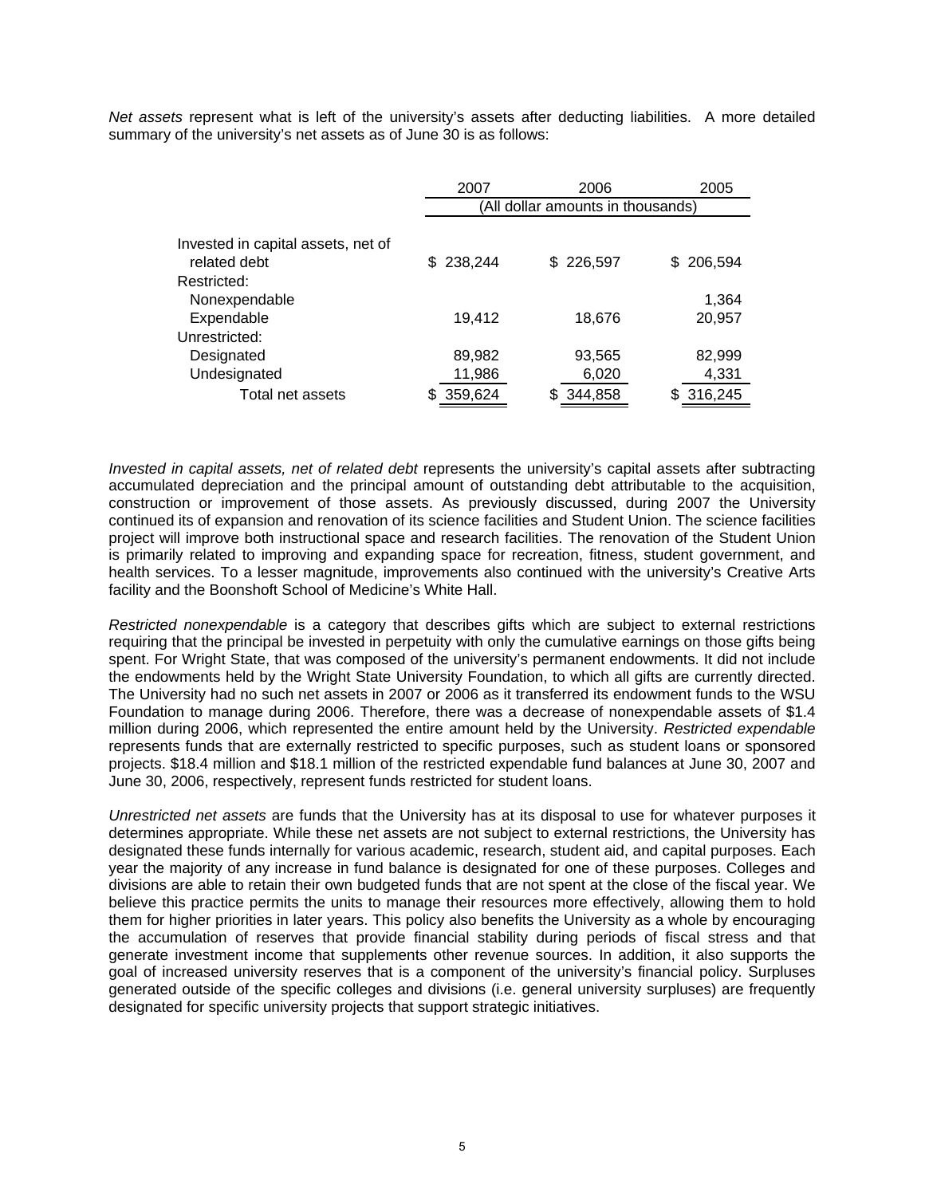*Net assets* represent what is left of the university's assets after deducting liabilities. A more detailed summary of the university's net assets as of June 30 is as follows:

| | 2007 | 2006 | 2005 |
|---|---|---|---|
| | (All dollar amounts in thousands) | | |
| Invested in capital assets, net of related debt | $ 238,244 | $ 226,597 | $ 206,594 |
| Restricted: | | | |
| Nonexpendable | | | 1,364 |
| Expendable | 19,412 | 18,676 | 20,957 |
| Unrestricted: | | | |
| Designated | 89,982 | 93,565 | 82,999 |
| Undesignated | 11,986 | 6,020 | 4,331 |
| Total net assets | $ 359,624 | $ 344,858 | $ 316,245 |

*Invested in capital assets, net of related debt* represents the university's capital assets after subtracting accumulated depreciation and the principal amount of outstanding debt attributable to the acquisition, construction or improvement of those assets. As previously discussed, during 2007 the University continued its of expansion and renovation of its science facilities and Student Union. The science facilities project will improve both instructional space and research facilities. The renovation of the Student Union is primarily related to improving and expanding space for recreation, fitness, student government, and health services. To a lesser magnitude, improvements also continued with the university's Creative Arts facility and the Boonshoft School of Medicine's White Hall.

*Restricted nonexpendable* is a category that describes gifts which are subject to external restrictions requiring that the principal be invested in perpetuity with only the cumulative earnings on those gifts being spent. For Wright State, that was composed of the university's permanent endowments. It did not include the endowments held by the Wright State University Foundation, to which all gifts are currently directed. The University had no such net assets in 2007 or 2006 as it transferred its endowment funds to the WSU Foundation to manage during 2006. Therefore, there was a decrease of nonexpendable assets of $1.4 million during 2006, which represented the entire amount held by the University. *Restricted expendable* represents funds that are externally restricted to specific purposes, such as student loans or sponsored projects. $18.4 million and $18.1 million of the restricted expendable fund balances at June 30, 2007 and June 30, 2006, respectively, represent funds restricted for student loans.

*Unrestricted net assets* are funds that the University has at its disposal to use for whatever purposes it determines appropriate. While these net assets are not subject to external restrictions, the University has designated these funds internally for various academic, research, student aid, and capital purposes. Each year the majority of any increase in fund balance is designated for one of these purposes. Colleges and divisions are able to retain their own budgeted funds that are not spent at the close of the fiscal year. We believe this practice permits the units to manage their resources more effectively, allowing them to hold them for higher priorities in later years. This policy also benefits the University as a whole by encouraging the accumulation of reserves that provide financial stability during periods of fiscal stress and that generate investment income that supplements other revenue sources. In addition, it also supports the goal of increased university reserves that is a component of the university's financial policy. Surpluses generated outside of the specific colleges and divisions (i.e. general university surpluses) are frequently designated for specific university projects that support strategic initiatives.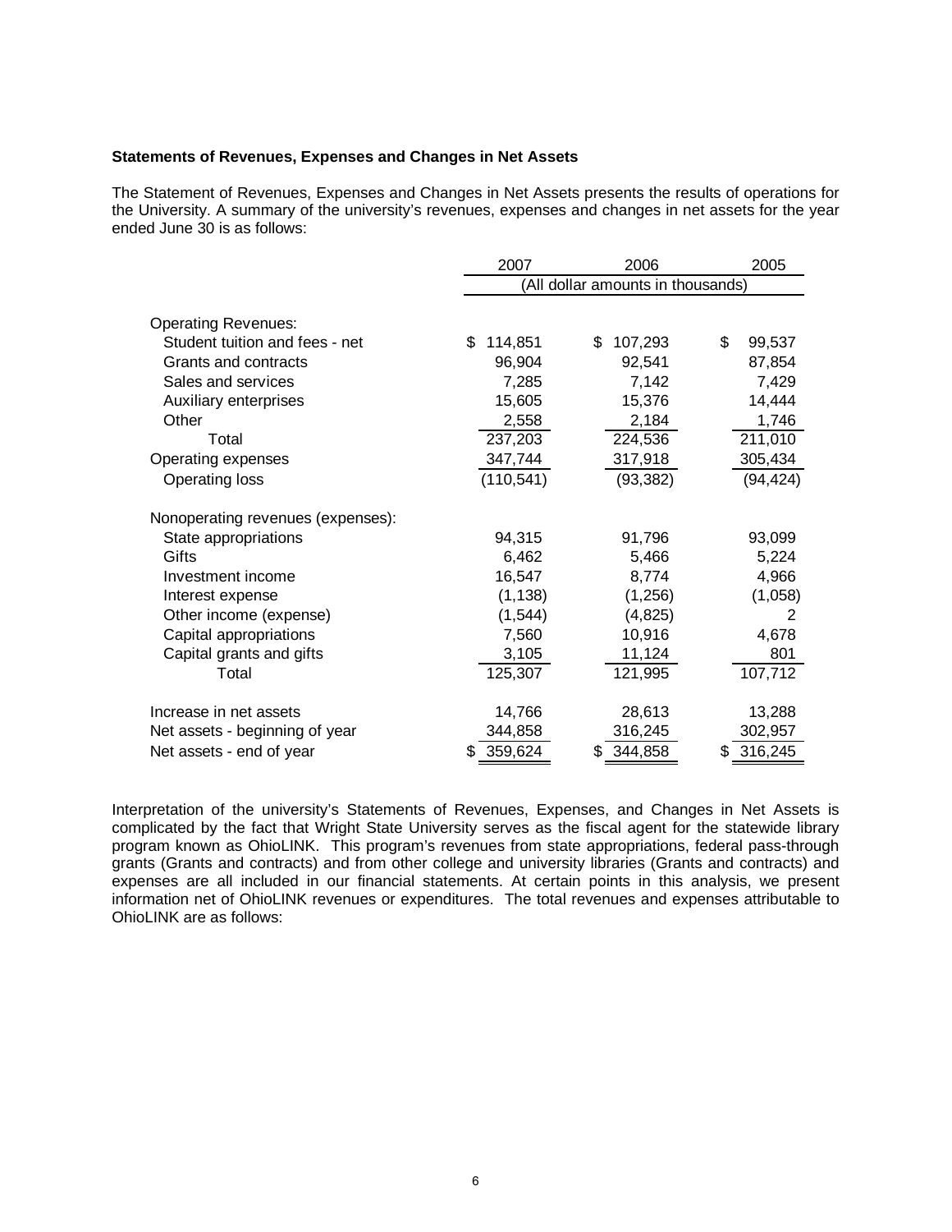**Statements of Revenues, Expenses and Changes in Net Assets**

The Statement of Revenues, Expenses and Changes in Net Assets presents the results of operations for the University. A summary of the university's revenues, expenses and changes in net assets for the year ended June 30 is as follows:

| | 2007 | 2006 | 2005 |
|---|---|---|---|
| | (All dollar amounts in thousands) | | |
| Operating Revenues: | | | |
| Student tuition and fees - net | $ 114,851 | $ 107,293 | $ 99,537 |
| Grants and contracts | 96,904 | 92,541 | 87,854 |
| Sales and services | 7,285 | 7,142 | 7,429 |
| Auxiliary enterprises | 15,605 | 15,376 | 14,444 |
| Other | 2,558 | 2,184 | 1,746 |
| Total | 237,203 | 224,536 | 211,010 |
| Operating expenses | 347,744 | 317,918 | 305,434 |
| Operating loss | (110,541) | (93,382) | (94,424) |
| Nonoperating revenues (expenses): | | | |
| State appropriations | 94,315 | 91,796 | 93,099 |
| Gifts | 6,462 | 5,466 | 5,224 |
| Investment income | 16,547 | 8,774 | 4,966 |
| Interest expense | (1,138) | (1,256) | (1,058) |
| Other income (expense) | (1,544) | (4,825) | 2 |
| Capital appropriations | 7,560 | 10,916 | 4,678 |
| Capital grants and gifts | 3,105 | 11,124 | 801 |
| Total | 125,307 | 121,995 | 107,712 |
| Increase in net assets | 14,766 | 28,613 | 13,288 |
| Net assets - beginning of year | 344,858 | 316,245 | 302,957 |
| Net assets - end of year | $ 359,624 | $ 344,858 | $ 316,245 |

Interpretation of the university's Statements of Revenues, Expenses, and Changes in Net Assets is complicated by the fact that Wright State University serves as the fiscal agent for the statewide library program known as OhioLINK. This program's revenues from state appropriations, federal pass-through grants (Grants and contracts) and from other college and university libraries (Grants and contracts) and expenses are all included in our financial statements. At certain points in this analysis, we present information net of OhioLINK revenues or expenditures. The total revenues and expenses attributable to OhioLINK are as follows: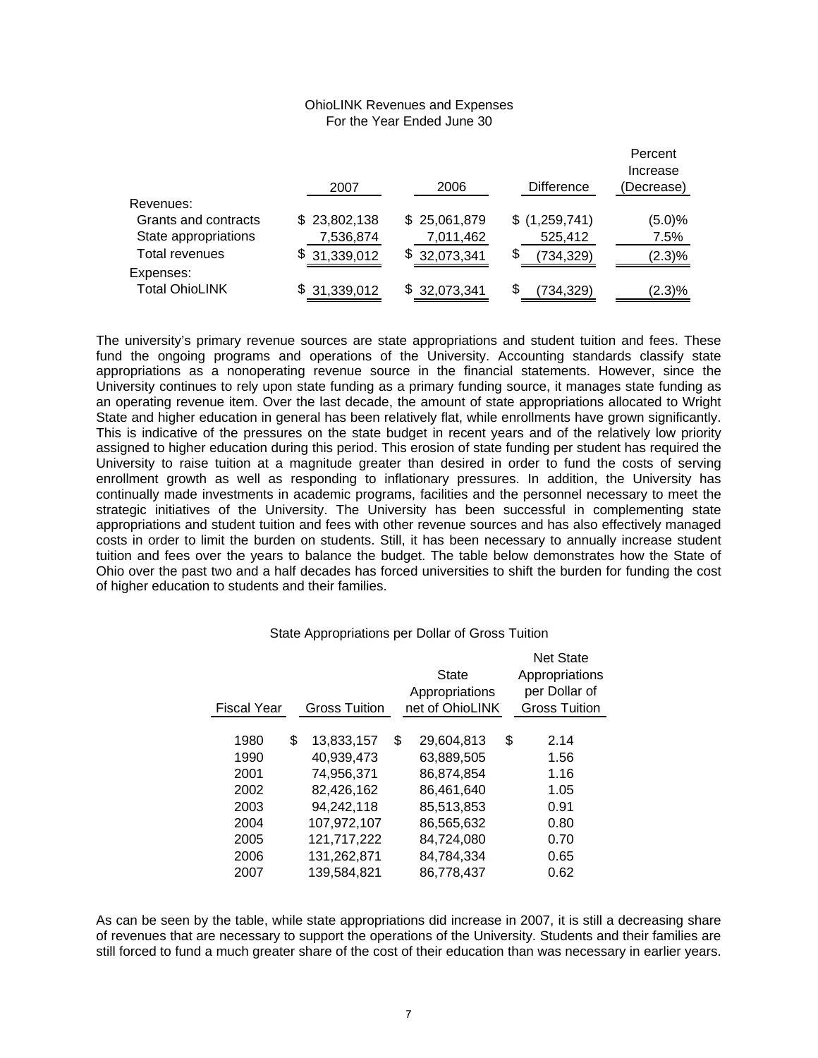OhioLINK Revenues and Expenses
For the Year Ended June 30

| | 2007 | 2006 | Difference | Percent Increase (Decrease) |
|---|---|---|---|---|
| Revenues: | | | | |
| Grants and contracts | $ 23,802,138 | $ 25,061,879 | $ (1,259,741) | (5.0)% |
| State appropriations | 7,536,874 | 7,011,462 | 525,412 | 7.5% |
| Total revenues | $ 31,339,012 | $ 32,073,341 | $ (734,329) | (2.3)% |
| Expenses: | | | | |
| Total OhioLINK | $ 31,339,012 | $ 32,073,341 | $ (734,329) | (2.3)% |

The university's primary revenue sources are state appropriations and student tuition and fees. These fund the ongoing programs and operations of the University. Accounting standards classify state appropriations as a nonoperating revenue source in the financial statements. However, since the University continues to rely upon state funding as a primary funding source, it manages state funding as an operating revenue item. Over the last decade, the amount of state appropriations allocated to Wright State and higher education in general has been relatively flat, while enrollments have grown significantly. This is indicative of the pressures on the state budget in recent years and of the relatively low priority assigned to higher education during this period. This erosion of state funding per student has required the University to raise tuition at a magnitude greater than desired in order to fund the costs of serving enrollment growth as well as responding to inflationary pressures. In addition, the University has continually made investments in academic programs, facilities and the personnel necessary to meet the strategic initiatives of the University. The University has been successful in complementing state appropriations and student tuition and fees with other revenue sources and has also effectively managed costs in order to limit the burden on students. Still, it has been necessary to annually increase student tuition and fees over the years to balance the budget. The table below demonstrates how the State of Ohio over the past two and a half decades has forced universities to shift the burden for funding the cost of higher education to students and their families.

State Appropriations per Dollar of Gross Tuition

| Fiscal Year | Gross Tuition | State Appropriations net of OhioLINK | Net State Appropriations per Dollar of Gross Tuition |
|---|---|---|---|
| 1980 | $ 13,833,157 | $ 29,604,813 | $ 2.14 |
| 1990 | 40,939,473 | 63,889,505 | 1.56 |
| 2001 | 74,956,371 | 86,874,854 | 1.16 |
| 2002 | 82,426,162 | 86,461,640 | 1.05 |
| 2003 | 94,242,118 | 85,513,853 | 0.91 |
| 2004 | 107,972,107 | 86,565,632 | 0.80 |
| 2005 | 121,717,222 | 84,724,080 | 0.70 |
| 2006 | 131,262,871 | 84,784,334 | 0.65 |
| 2007 | 139,584,821 | 86,778,437 | 0.62 |

As can be seen by the table, while state appropriations did increase in 2007, it is still a decreasing share of revenues that are necessary to support the operations of the University. Students and their families are still forced to fund a much greater share of the cost of their education than was necessary in earlier years.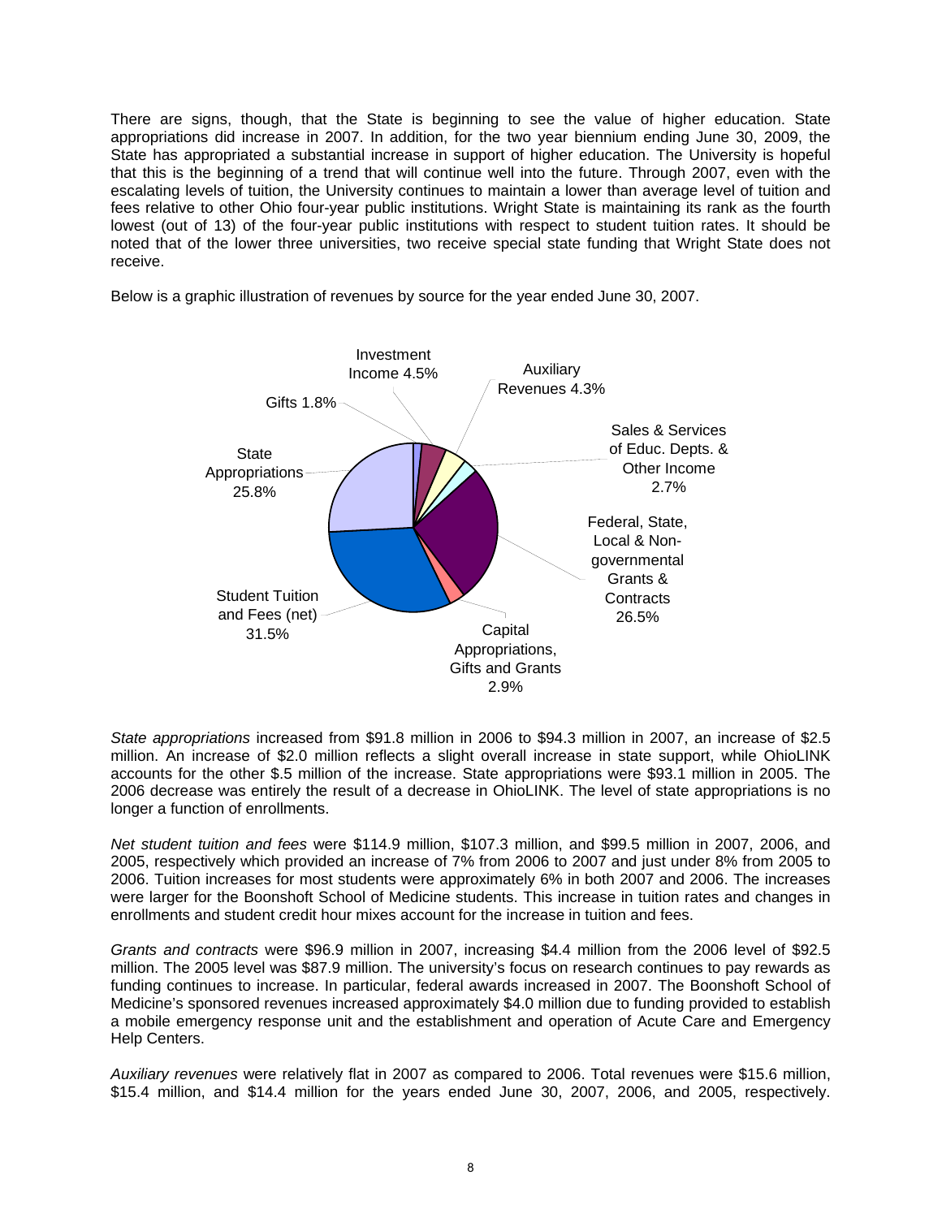There are signs, though, that the State is beginning to see the value of higher education. State appropriations did increase in 2007. In addition, for the two year biennium ending June 30, 2009, the State has appropriated a substantial increase in support of higher education. The University is hopeful that this is the beginning of a trend that will continue well into the future. Through 2007, even with the escalating levels of tuition, the University continues to maintain a lower than average level of tuition and fees relative to other Ohio four-year public institutions. Wright State is maintaining its rank as the fourth lowest (out of 13) of the four-year public institutions with respect to student tuition rates. It should be noted that of the lower three universities, two receive special state funding that Wright State does not receive.

Below is a graphic illustration of revenues by source for the year ended June 30, 2007.

Investment Income 4.5%
Auxiliary Revenues 4.3%
Gifts 1.8%
Sales & Services of Educ. Depts. & Other Income 2.7%
State Appropriations 25.8%
Federal, State, Local & Non-governmental Grants & Contracts 26.5%
Student Tuition and Fees (net) 31.5%
Capital Appropriations, Gifts and Grants 2.9%

*State appropriations* increased from $91.8 million in 2006 to $94.3 million in 2007, an increase of $2.5 million. An increase of $2.0 million reflects a slight overall increase in state support, while OhioLINK accounts for the other $.5 million of the increase. State appropriations were $93.1 million in 2005. The 2006 decrease was entirely the result of a decrease in OhioLINK. The level of state appropriations is no longer a function of enrollments.

*Net student tuition and fees* were $114.9 million, $107.3 million, and $99.5 million in 2007, 2006, and 2005, respectively which provided an increase of 7% from 2006 to 2007 and just under 8% from 2005 to 2006. Tuition increases for most students were approximately 6% in both 2007 and 2006. The increases were larger for the Boonshoft School of Medicine students. This increase in tuition rates and changes in enrollments and student credit hour mixes account for the increase in tuition and fees.

*Grants and contracts* were $96.9 million in 2007, increasing $4.4 million from the 2006 level of $92.5 million. The 2005 level was $87.9 million. The university's focus on research continues to pay rewards as funding continues to increase. In particular, federal awards increased in 2007. The Boonshoft School of Medicine's sponsored revenues increased approximately $4.0 million due to funding provided to establish a mobile emergency response unit and the establishment and operation of Acute Care and Emergency Help Centers.

*Auxiliary revenues* were relatively flat in 2007 as compared to 2006. Total revenues were $15.6 million, $15.4 million, and $14.4 million for the years ended June 30, 2007, 2006, and 2005, respectively.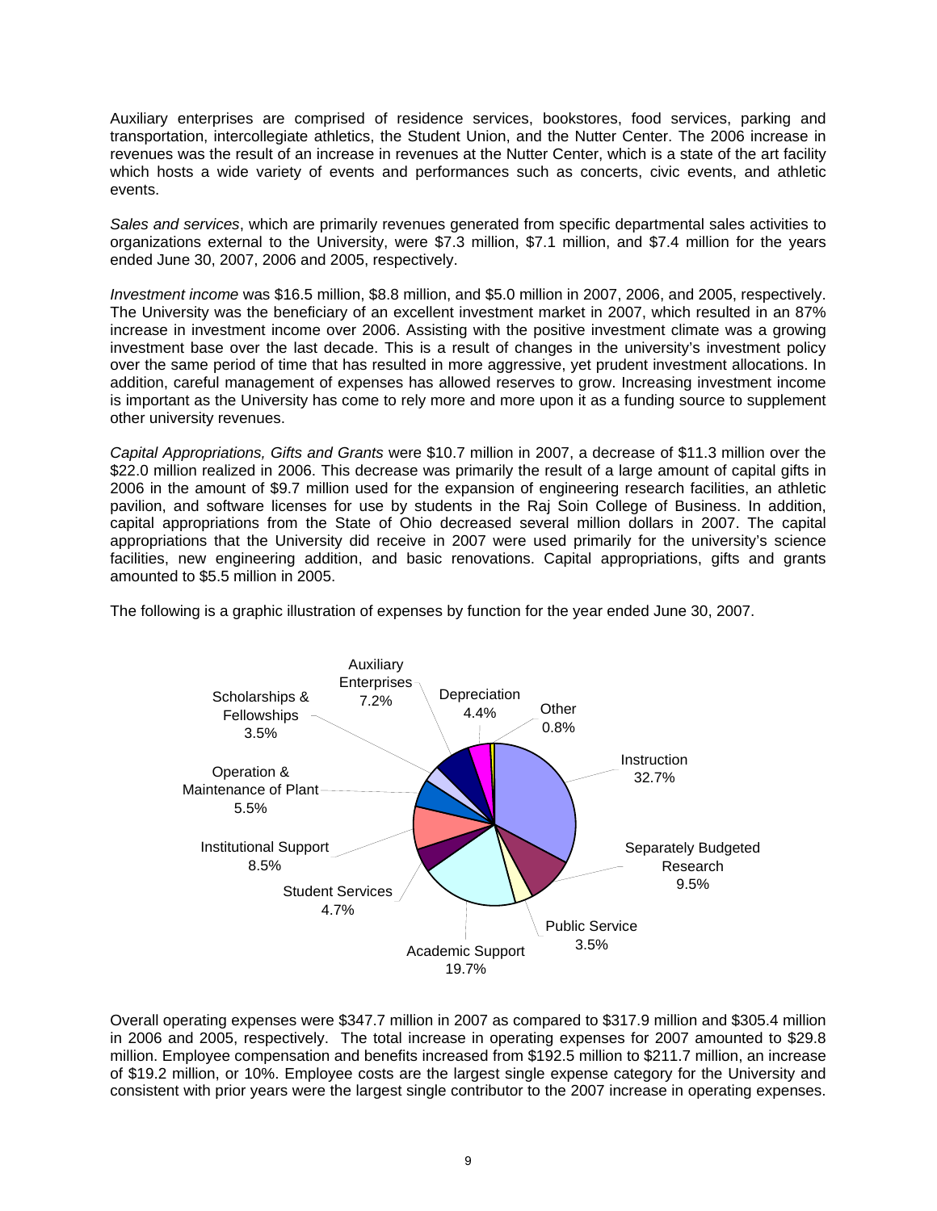Auxiliary enterprises are comprised of residence services, bookstores, food services, parking and transportation, intercollegiate athletics, the Student Union, and the Nutter Center. The 2006 increase in revenues was the result of an increase in revenues at the Nutter Center, which is a state of the art facility which hosts a wide variety of events and performances such as concerts, civic events, and athletic events.

*Sales and services*, which are primarily revenues generated from specific departmental sales activities to organizations external to the University, were $7.3 million, $7.1 million, and $7.4 million for the years ended June 30, 2007, 2006 and 2005, respectively.

*Investment income* was $16.5 million, $8.8 million, and $5.0 million in 2007, 2006, and 2005, respectively. The University was the beneficiary of an excellent investment market in 2007, which resulted in an 87% increase in investment income over 2006. Assisting with the positive investment climate was a growing investment base over the last decade. This is a result of changes in the university's investment policy over the same period of time that has resulted in more aggressive, yet prudent investment allocations. In addition, careful management of expenses has allowed reserves to grow. Increasing investment income is important as the University has come to rely more and more upon it as a funding source to supplement other university revenues.

*Capital Appropriations, Gifts and Grants* were $10.7 million in 2007, a decrease of $11.3 million over the $22.0 million realized in 2006. This decrease was primarily the result of a large amount of capital gifts in 2006 in the amount of $9.7 million used for the expansion of engineering research facilities, an athletic pavilion, and software licenses for use by students in the Raj Soin College of Business. In addition, capital appropriations from the State of Ohio decreased several million dollars in 2007. The capital appropriations that the University did receive in 2007 were used primarily for the university's science facilities, new engineering addition, and basic renovations. Capital appropriations, gifts and grants amounted to $5.5 million in 2005.

The following is a graphic illustration of expenses by function for the year ended June 30, 2007.

| Function | Percentage |
|---|---|
| Instruction | 32.7% |
| Separately Budgeted Research | 9.5% |
| Public Service | 3.5% |
| Academic Support | 19.7% |
| Student Services | 4.7% |
| Institutional Support | 8.5% |
| Operation & Maintenance of Plant | 5.5% |
| Scholarships & Fellowships | 3.5% |
| Auxiliary Enterprises | 7.2% |
| Depreciation | 4.4% |
| Other | 0.8% |

Overall operating expenses were $347.7 million in 2007 as compared to $317.9 million and $305.4 million in 2006 and 2005, respectively. The total increase in operating expenses for 2007 amounted to $29.8 million. Employee compensation and benefits increased from $192.5 million to $211.7 million, an increase of $19.2 million, or 10%. Employee costs are the largest single expense category for the University and consistent with prior years were the largest single contributor to the 2007 increase in operating expenses.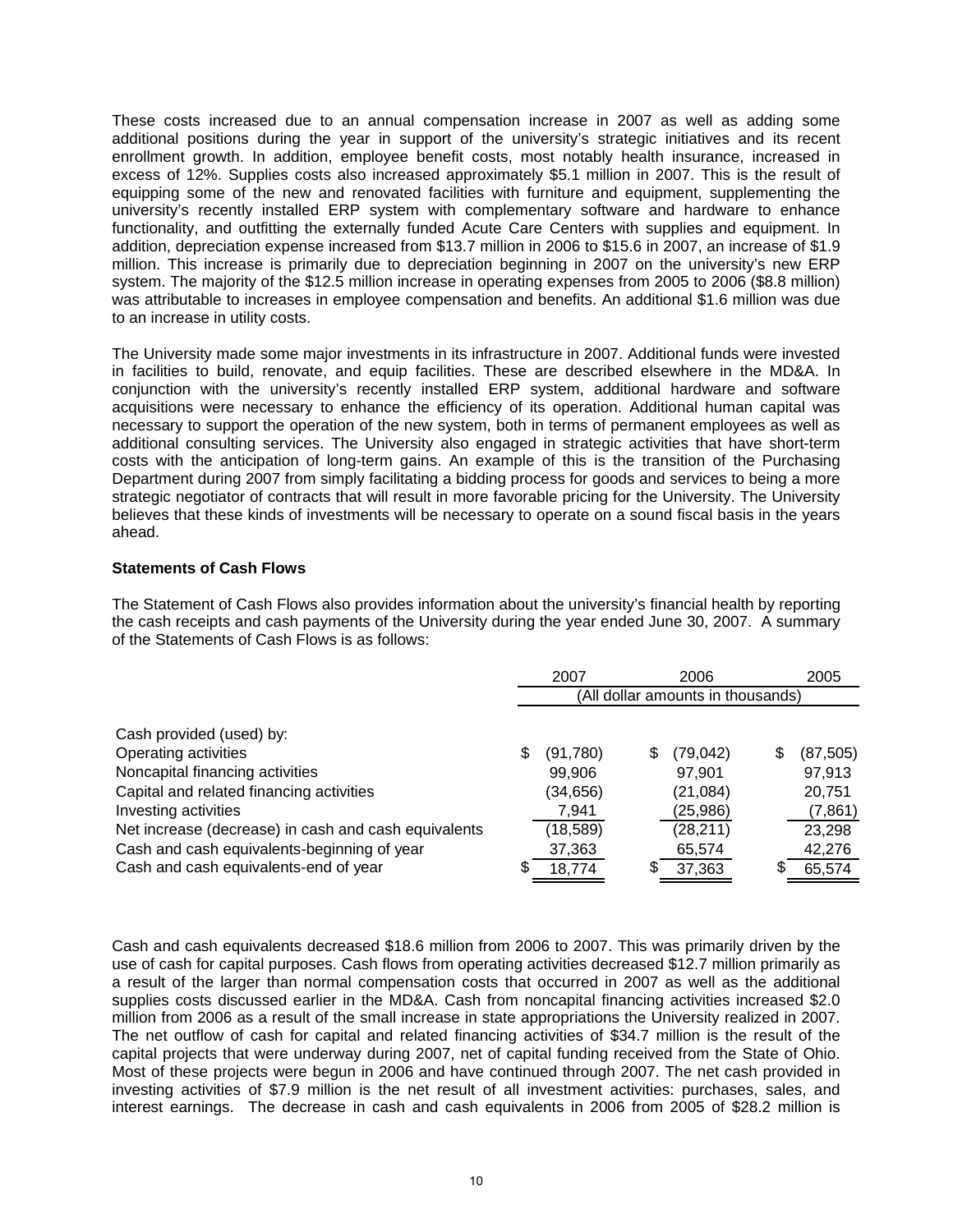These costs increased due to an annual compensation increase in 2007 as well as adding some additional positions during the year in support of the university's strategic initiatives and its recent enrollment growth. In addition, employee benefit costs, most notably health insurance, increased in excess of 12%. Supplies costs also increased approximately $5.1 million in 2007. This is the result of equipping some of the new and renovated facilities with furniture and equipment, supplementing the university's recently installed ERP system with complementary software and hardware to enhance functionality, and outfitting the externally funded Acute Care Centers with supplies and equipment. In addition, depreciation expense increased from $13.7 million in 2006 to $15.6 in 2007, an increase of $1.9 million. This increase is primarily due to depreciation beginning in 2007 on the university's new ERP system. The majority of the $12.5 million increase in operating expenses from 2005 to 2006 ($8.8 million) was attributable to increases in employee compensation and benefits. An additional $1.6 million was due to an increase in utility costs.

The University made some major investments in its infrastructure in 2007. Additional funds were invested in facilities to build, renovate, and equip facilities. These are described elsewhere in the MD&A. In conjunction with the university's recently installed ERP system, additional hardware and software acquisitions were necessary to enhance the efficiency of its operation. Additional human capital was necessary to support the operation of the new system, both in terms of permanent employees as well as additional consulting services. The University also engaged in strategic activities that have short-term costs with the anticipation of long-term gains. An example of this is the transition of the Purchasing Department during 2007 from simply facilitating a bidding process for goods and services to being a more strategic negotiator of contracts that will result in more favorable pricing for the University. The University believes that these kinds of investments will be necessary to operate on a sound fiscal basis in the years ahead.

**Statements of Cash Flows**

The Statement of Cash Flows also provides information about the university's financial health by reporting the cash receipts and cash payments of the University during the year ended June 30, 2007. A summary of the Statements of Cash Flows is as follows:

| | 2007 | 2006 | 2005 |
|---|---|---|---|
| | (All dollar amounts in thousands) | | |
| Cash provided (used) by: | | | |
| Operating activities | $ (91,780) | $ (79,042) | $ (87,505) |
| Noncapital financing activities | 99,906 | 97,901 | 97,913 |
| Capital and related financing activities | (34,656) | (21,084) | 20,751 |
| Investing activities | 7,941 | (25,986) | (7,861) |
| Net increase (decrease) in cash and cash equivalents | (18,589) | (28,211) | 23,298 |
| Cash and cash equivalents-beginning of year | 37,363 | 65,574 | 42,276 |
| Cash and cash equivalents-end of year | $ 18,774 | $ 37,363 | $ 65,574 |

Cash and cash equivalents decreased $18.6 million from 2006 to 2007. This was primarily driven by the use of cash for capital purposes. Cash flows from operating activities decreased $12.7 million primarily as a result of the larger than normal compensation costs that occurred in 2007 as well as the additional supplies costs discussed earlier in the MD&A. Cash from noncapital financing activities increased $2.0 million from 2006 as a result of the small increase in state appropriations the University realized in 2007. The net outflow of cash for capital and related financing activities of $34.7 million is the result of the capital projects that were underway during 2007, net of capital funding received from the State of Ohio. Most of these projects were begun in 2006 and have continued through 2007. The net cash provided in investing activities of $7.9 million is the net result of all investment activities: purchases, sales, and interest earnings. The decrease in cash and cash equivalents in 2006 from 2005 of $28.2 million is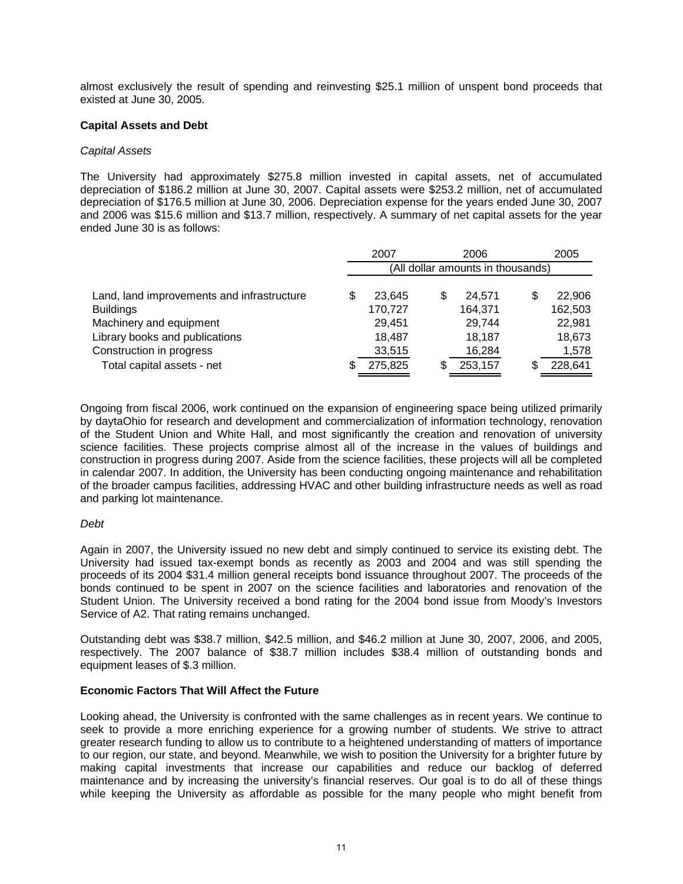almost exclusively the result of spending and reinvesting $25.1 million of unspent bond proceeds that existed at June 30, 2005.

## Capital Assets and Debt

*Capital Assets*

The University had approximately $275.8 million invested in capital assets, net of accumulated depreciation of $186.2 million at June 30, 2007. Capital assets were $253.2 million, net of accumulated depreciation of $176.5 million at June 30, 2006. Depreciation expense for the years ended June 30, 2007 and 2006 was $15.6 million and $13.7 million, respectively. A summary of net capital assets for the year ended June 30 is as follows:

| | 2007 | 2006 | 2005 |
|---|---|---|---|
| | (All dollar amounts in thousands) | | |
| Land, land improvements and infrastructure | $ 23,645 | $ 24,571 | $ 22,906 |
| Buildings | 170,727 | 164,371 | 162,503 |
| Machinery and equipment | 29,451 | 29,744 | 22,981 |
| Library books and publications | 18,487 | 18,187 | 18,673 |
| Construction in progress | 33,515 | 16,284 | 1,578 |
| Total capital assets - net | $ 275,825 | $ 253,157 | $ 228,641 |

Ongoing from fiscal 2006, work continued on the expansion of engineering space being utilized primarily by daytaOhio for research and development and commercialization of information technology, renovation of the Student Union and White Hall, and most significantly the creation and renovation of university science facilities. These projects comprise almost all of the increase in the values of buildings and construction in progress during 2007. Aside from the science facilities, these projects will all be completed in calendar 2007. In addition, the University has been conducting ongoing maintenance and rehabilitation of the broader campus facilities, addressing HVAC and other building infrastructure needs as well as road and parking lot maintenance.

*Debt*

Again in 2007, the University issued no new debt and simply continued to service its existing debt. The University had issued tax-exempt bonds as recently as 2003 and 2004 and was still spending the proceeds of its 2004 $31.4 million general receipts bond issuance throughout 2007. The proceeds of the bonds continued to be spent in 2007 on the science facilities and laboratories and renovation of the Student Union. The University received a bond rating for the 2004 bond issue from Moody's Investors Service of A2. That rating remains unchanged.

Outstanding debt was $38.7 million, $42.5 million, and $46.2 million at June 30, 2007, 2006, and 2005, respectively. The 2007 balance of $38.7 million includes $38.4 million of outstanding bonds and equipment leases of $.3 million.

## Economic Factors That Will Affect the Future

Looking ahead, the University is confronted with the same challenges as in recent years. We continue to seek to provide a more enriching experience for a growing number of students. We strive to attract greater research funding to allow us to contribute to a heightened understanding of matters of importance to our region, our state, and beyond. Meanwhile, we wish to position the University for a brighter future by making capital investments that increase our capabilities and reduce our backlog of deferred maintenance and by increasing the university's financial reserves. Our goal is to do all of these things while keeping the University as affordable as possible for the many people who might benefit from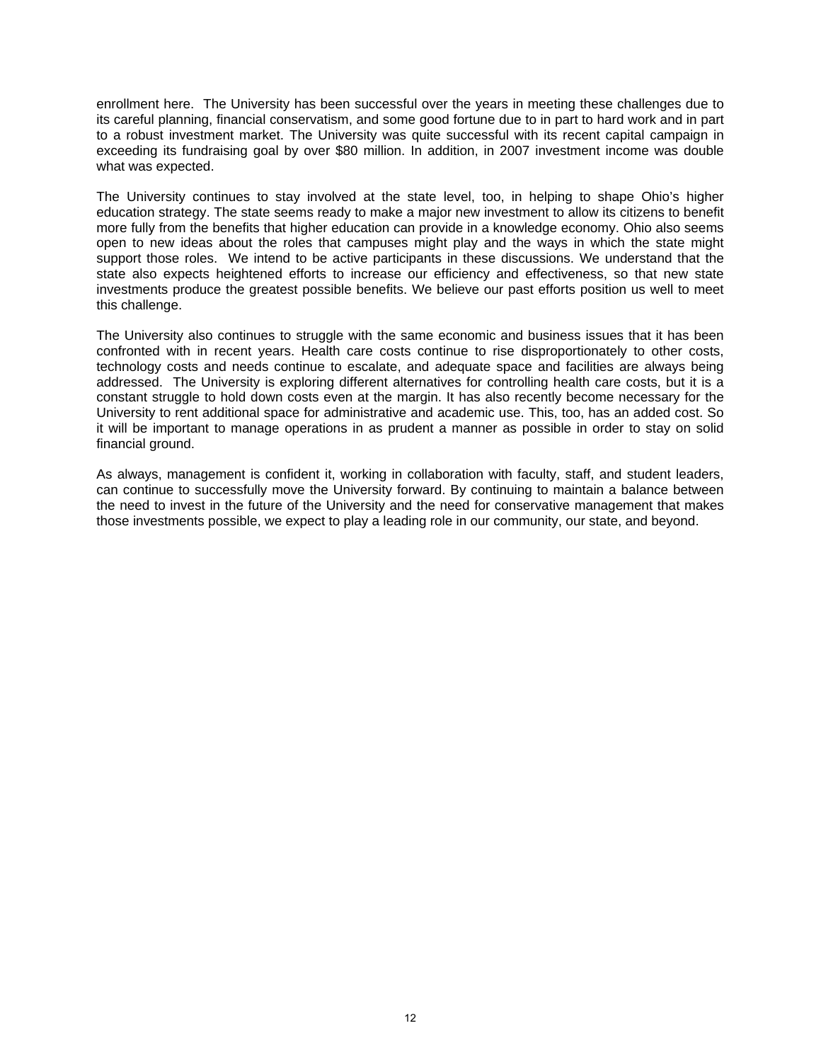enrollment here. The University has been successful over the years in meeting these challenges due to its careful planning, financial conservatism, and some good fortune due to in part to hard work and in part to a robust investment market. The University was quite successful with its recent capital campaign in exceeding its fundraising goal by over $80 million. In addition, in 2007 investment income was double what was expected.

The University continues to stay involved at the state level, too, in helping to shape Ohio's higher education strategy. The state seems ready to make a major new investment to allow its citizens to benefit more fully from the benefits that higher education can provide in a knowledge economy. Ohio also seems open to new ideas about the roles that campuses might play and the ways in which the state might support those roles. We intend to be active participants in these discussions. We understand that the state also expects heightened efforts to increase our efficiency and effectiveness, so that new state investments produce the greatest possible benefits. We believe our past efforts position us well to meet this challenge.

The University also continues to struggle with the same economic and business issues that it has been confronted with in recent years. Health care costs continue to rise disproportionately to other costs, technology costs and needs continue to escalate, and adequate space and facilities are always being addressed. The University is exploring different alternatives for controlling health care costs, but it is a constant struggle to hold down costs even at the margin. It has also recently become necessary for the University to rent additional space for administrative and academic use. This, too, has an added cost. So it will be important to manage operations in as prudent a manner as possible in order to stay on solid financial ground.

As always, management is confident it, working in collaboration with faculty, staff, and student leaders, can continue to successfully move the University forward. By continuing to maintain a balance between the need to invest in the future of the University and the need for conservative management that makes those investments possible, we expect to play a leading role in our community, our state, and beyond.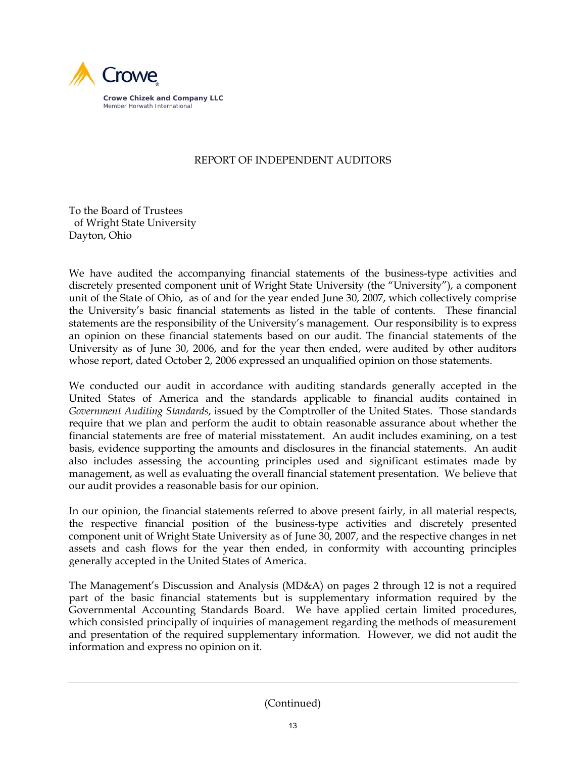Crowe Chizek and Company LLC
Member Horwath International

# REPORT OF INDEPENDENT AUDITORS

To the Board of Trustees
of Wright State University
Dayton, Ohio

We have audited the accompanying financial statements of the business-type activities and discretely presented component unit of Wright State University (the "University"), a component unit of the State of Ohio, as of and for the year ended June 30, 2007, which collectively comprise the University's basic financial statements as listed in the table of contents. These financial statements are the responsibility of the University's management. Our responsibility is to express an opinion on these financial statements based on our audit. The financial statements of the University as of June 30, 2006, and for the year then ended, were audited by other auditors whose report, dated October 2, 2006 expressed an unqualified opinion on those statements.

We conducted our audit in accordance with auditing standards generally accepted in the United States of America and the standards applicable to financial audits contained in *Government Auditing Standards*, issued by the Comptroller of the United States. Those standards require that we plan and perform the audit to obtain reasonable assurance about whether the financial statements are free of material misstatement. An audit includes examining, on a test basis, evidence supporting the amounts and disclosures in the financial statements. An audit also includes assessing the accounting principles used and significant estimates made by management, as well as evaluating the overall financial statement presentation. We believe that our audit provides a reasonable basis for our opinion.

In our opinion, the financial statements referred to above present fairly, in all material respects, the respective financial position of the business-type activities and discretely presented component unit of Wright State University as of June 30, 2007, and the respective changes in net assets and cash flows for the year then ended, in conformity with accounting principles generally accepted in the United States of America.

The Management's Discussion and Analysis (MD&A) on pages 2 through 12 is not a required part of the basic financial statements but is supplementary information required by the Governmental Accounting Standards Board. We have applied certain limited procedures, which consisted principally of inquiries of management regarding the methods of measurement and presentation of the required supplementary information. However, we did not audit the information and express no opinion on it.

(Continued)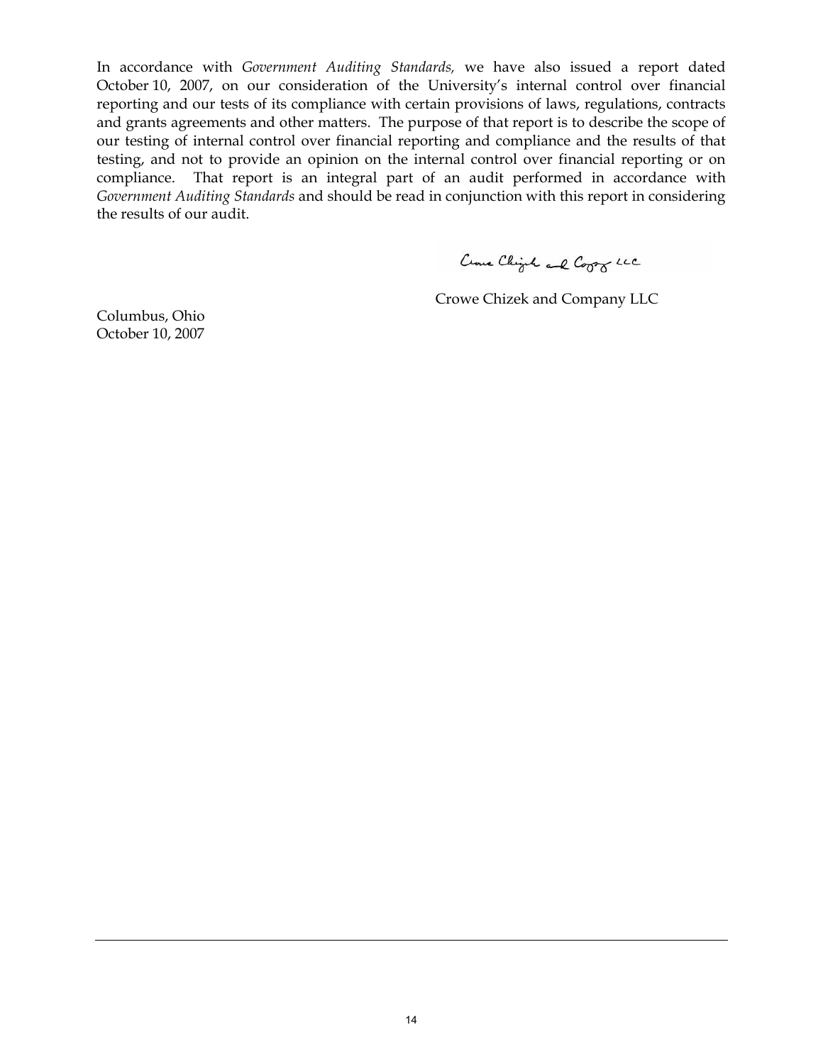In accordance with *Government Auditing Standards,* we have also issued a report dated October 10, 2007, on our consideration of the University's internal control over financial reporting and our tests of its compliance with certain provisions of laws, regulations, contracts and grants agreements and other matters. The purpose of that report is to describe the scope of our testing of internal control over financial reporting and compliance and the results of that testing, and not to provide an opinion on the internal control over financial reporting or on compliance. That report is an integral part of an audit performed in accordance with *Government Auditing Standards* and should be read in conjunction with this report in considering the results of our audit.

Crowe Chizek and Company LLC

Crowe Chizek and Company LLC

Columbus, Ohio
October 10, 2007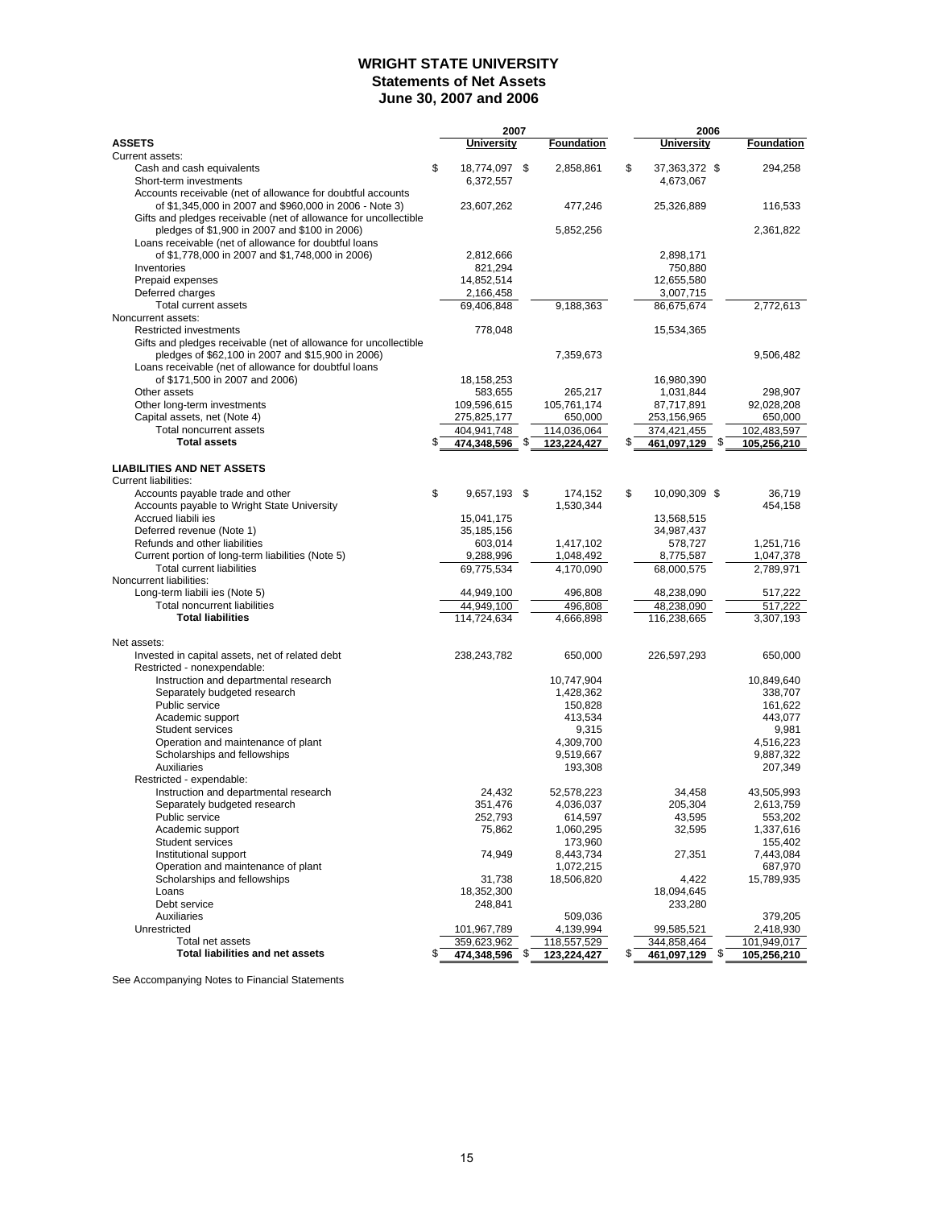# WRIGHT STATE UNIVERSITY
## Statements of Net Assets
### June 30, 2007 and 2006

| | 2007 | | 2006 | |
|---|---|---|---|---|
| **ASSETS** | **University** | **Foundation** | **University** | **Foundation** |
| Current assets: | | | | |
| Cash and cash equivalents | $ 18,774,097 | $ 2,858,861 | $ 37,363,372 | $ 294,258 |
| Short-term investments | 6,372,557 | | 4,673,067 | |
| Accounts receivable (net of allowance for doubtful accounts of $1,345,000 in 2007 and $960,000 in 2006 - Note 3) | 23,607,262 | 477,246 | 25,326,889 | 116,533 |
| Gifts and pledges receivable (net of allowance for uncollectible pledges of $1,900 in 2007 and $100 in 2006) | | 5,852,256 | | 2,361,822 |
| Loans receivable (net of allowance for doubtful loans of $1,778,000 in 2007 and $1,748,000 in 2006) | 2,812,666 | | 2,898,171 | |
| Inventories | 821,294 | | 750,880 | |
| Prepaid expenses | 14,852,514 | | 12,655,580 | |
| Deferred charges | 2,166,458 | | 3,007,715 | |
| Total current assets | 69,406,848 | 9,188,363 | 86,675,674 | 2,772,613 |
| Noncurrent assets: | | | | |
| Restricted investments | 778,048 | | 15,534,365 | |
| Gifts and pledges receivable (net of allowance for uncollectible pledges of $62,100 in 2007 and $15,900 in 2006) | | 7,359,673 | | 9,506,482 |
| Loans receivable (net of allowance for doubtful loans of $171,500 in 2007 and 2006) | 18,158,253 | | 16,980,390 | |
| Other assets | 583,655 | 265,217 | 1,031,844 | 298,907 |
| Other long-term investments | 109,596,615 | 105,761,174 | 87,717,891 | 92,028,208 |
| Capital assets, net (Note 4) | 275,825,177 | 650,000 | 253,156,965 | 650,000 |
| Total noncurrent assets | 404,941,748 | 114,036,064 | 374,421,455 | 102,483,597 |
| **Total assets** | **$ 474,348,596** | **$ 123,224,427** | **$ 461,097,129** | **$ 105,256,210** |
| | | | | |
| **LIABILITIES AND NET ASSETS** | | | | |
| Current liabilities: | | | | |
| Accounts payable trade and other | $ 9,657,193 | $ 174,152 | $ 10,090,309 | $ 36,719 |
| Accounts payable to Wright State University | | 1,530,344 | | 454,158 |
| Accrued liabili ies | 15,041,175 | | 13,568,515 | |
| Deferred revenue (Note 1) | 35,185,156 | | 34,987,437 | |
| Refunds and other liabilities | 603,014 | 1,417,102 | 578,727 | 1,251,716 |
| Current portion of long-term liabilities (Note 5) | 9,288,996 | 1,048,492 | 8,775,587 | 1,047,378 |
| Total current liabilities | 69,775,534 | 4,170,090 | 68,000,575 | 2,789,971 |
| Noncurrent liabilities: | | | | |
| Long-term liabili ies (Note 5) | 44,949,100 | 496,808 | 48,238,090 | 517,222 |
| Total noncurrent liabilities | 44,949,100 | 496,808 | 48,238,090 | 517,222 |
| **Total liabilities** | 114,724,634 | 4,666,898 | 116,238,665 | 3,307,193 |
| | | | | |
| Net assets: | | | | |
| Invested in capital assets, net of related debt | 238,243,782 | 650,000 | 226,597,293 | 650,000 |
| Restricted - nonexpendable: | | | | |
| Instruction and departmental research | | 10,747,904 | | 10,849,640 |
| Separately budgeted research | | 1,428,362 | | 338,707 |
| Public service | | 150,828 | | 161,622 |
| Academic support | | 413,534 | | 443,077 |
| Student services | | 9,315 | | 9,981 |
| Operation and maintenance of plant | | 4,309,700 | | 4,516,223 |
| Scholarships and fellowships | | 9,519,667 | | 9,887,322 |
| Auxiliaries | | 193,308 | | 207,349 |
| Restricted - expendable: | | | | |
| Instruction and departmental research | 24,432 | 52,578,223 | 34,458 | 43,505,993 |
| Separately budgeted research | 351,476 | 4,036,037 | 205,304 | 2,613,759 |
| Public service | 252,793 | 614,597 | 43,595 | 553,202 |
| Academic support | 75,862 | 1,060,295 | 32,595 | 1,337,616 |
| Student services | | 173,960 | | 155,402 |
| Institutional support | 74,949 | 8,443,734 | 27,351 | 7,443,084 |
| Operation and maintenance of plant | | 1,072,215 | | 687,970 |
| Scholarships and fellowships | 31,738 | 18,506,820 | 4,422 | 15,789,935 |
| Loans | 18,352,300 | | 18,094,645 | |
| Debt service | 248,841 | | 233,280 | |
| Auxiliaries | | 509,036 | | 379,205 |
| Unrestricted | 101,967,789 | 4,139,994 | 99,585,521 | 2,418,930 |
| Total net assets | 359,623,962 | 118,557,529 | 344,858,464 | 101,949,017 |
| **Total liabilities and net assets** | **$ 474,348,596** | **$ 123,224,427** | **$ 461,097,129** | **$ 105,256,210** |

See Accompanying Notes to Financial Statements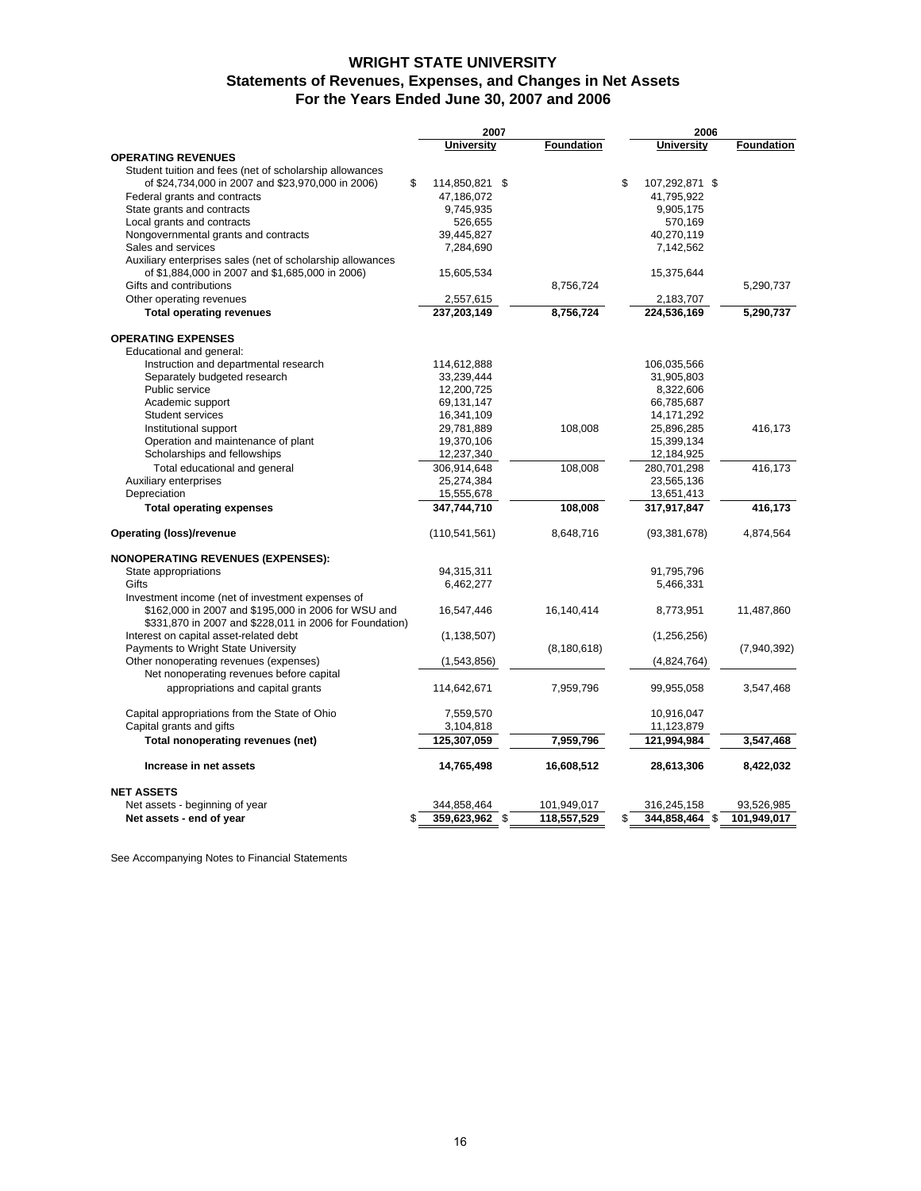# WRIGHT STATE UNIVERSITY

## Statements of Revenues, Expenses, and Changes in Net Assets

### For the Years Ended June 30, 2007 and 2006

| | 2007 | | 2006 | |
|---|---|---|---|---|
| | **University** | **Foundation** | **University** | **Foundation** |
| **OPERATING REVENUES** | | | | |
| Student tuition and fees (net of scholarship allowances of $24,734,000 in 2007 and $23,970,000 in 2006) | $ 114,850,821 | $ | $ 107,292,871 | $ |
| Federal grants and contracts | 47,186,072 | | 41,795,922 | |
| State grants and contracts | 9,745,935 | | 9,905,175 | |
| Local grants and contracts | 526,655 | | 570,169 | |
| Nongovernmental grants and contracts | 39,445,827 | | 40,270,119 | |
| Sales and services | 7,284,690 | | 7,142,562 | |
| Auxiliary enterprises sales (net of scholarship allowances of $1,884,000 in 2007 and $1,685,000 in 2006) | 15,605,534 | | 15,375,644 | |
| Gifts and contributions | | 8,756,724 | | 5,290,737 |
| Other operating revenues | 2,557,615 | | 2,183,707 | |
| **Total operating revenues** | **237,203,149** | **8,756,724** | **224,536,169** | **5,290,737** |
| **OPERATING EXPENSES** | | | | |
| Educational and general: | | | | |
| Instruction and departmental research | 114,612,888 | | 106,035,566 | |
| Separately budgeted research | 33,239,444 | | 31,905,803 | |
| Public service | 12,200,725 | | 8,322,606 | |
| Academic support | 69,131,147 | | 66,785,687 | |
| Student services | 16,341,109 | | 14,171,292 | |
| Institutional support | 29,781,889 | 108,008 | 25,896,285 | 416,173 |
| Operation and maintenance of plant | 19,370,106 | | 15,399,134 | |
| Scholarships and fellowships | 12,237,340 | | 12,184,925 | |
| Total educational and general | 306,914,648 | 108,008 | 280,701,298 | 416,173 |
| Auxiliary enterprises | 25,274,384 | | 23,565,136 | |
| Depreciation | 15,555,678 | | 13,651,413 | |
| **Total operating expenses** | **347,744,710** | **108,008** | **317,917,847** | **416,173** |
| **Operating (loss)/revenue** | (110,541,561) | 8,648,716 | (93,381,678) | 4,874,564 |
| **NONOPERATING REVENUES (EXPENSES):** | | | | |
| State appropriations | 94,315,311 | | 91,795,796 | |
| Gifts | 6,462,277 | | 5,466,331 | |
| Investment income (net of investment expenses of $162,000 in 2007 and $195,000 in 2006 for WSU and $331,870 in 2007 and $228,011 in 2006 for Foundation) | 16,547,446 | 16,140,414 | 8,773,951 | 11,487,860 |
| Interest on capital asset-related debt | (1,138,507) | | (1,256,256) | |
| Payments to Wright State University | | (8,180,618) | | (7,940,392) |
| Other nonoperating revenues (expenses) | (1,543,856) | | (4,824,764) | |
| Net nonoperating revenues before capital appropriations and capital grants | 114,642,671 | 7,959,796 | 99,955,058 | 3,547,468 |
| Capital appropriations from the State of Ohio | 7,559,570 | | 10,916,047 | |
| Capital grants and gifts | 3,104,818 | | 11,123,879 | |
| **Total nonoperating revenues (net)** | **125,307,059** | **7,959,796** | **121,994,984** | **3,547,468** |
| **Increase in net assets** | **14,765,498** | **16,608,512** | **28,613,306** | **8,422,032** |
| **NET ASSETS** | | | | |
| Net assets - beginning of year | 344,858,464 | 101,949,017 | 316,245,158 | 93,526,985 |
| **Net assets - end of year** | **$ 359,623,962** | **$ 118,557,529** | **$ 344,858,464** | **$ 101,949,017** |

See Accompanying Notes to Financial Statements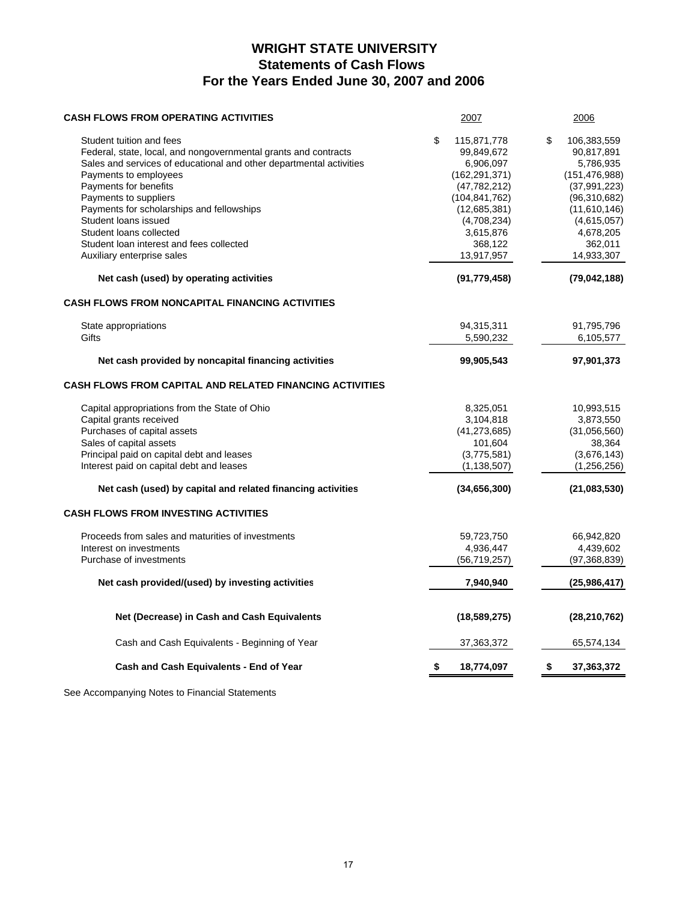# WRIGHT STATE UNIVERSITY
## Statements of Cash Flows
## For the Years Ended June 30, 2007 and 2006

| CASH FLOWS FROM OPERATING ACTIVITIES | 2007 | 2006 |
|---|---|---|
| Student tuition and fees | $ 115,871,778 | $ 106,383,559 |
| Federal, state, local, and nongovernmental grants and contracts | 99,849,672 | 90,817,891 |
| Sales and services of educational and other departmental activities | 6,906,097 | 5,786,935 |
| Payments to employees | (162,291,371) | (151,476,988) |
| Payments for benefits | (47,782,212) | (37,991,223) |
| Payments to suppliers | (104,841,762) | (96,310,682) |
| Payments for scholarships and fellowships | (12,685,381) | (11,610,146) |
| Student loans issued | (4,708,234) | (4,615,057) |
| Student loans collected | 3,615,876 | 4,678,205 |
| Student loan interest and fees collected | 368,122 | 362,011 |
| Auxiliary enterprise sales | 13,917,957 | 14,933,307 |
| **Net cash (used) by operating activities** | **(91,779,458)** | **(79,042,188)** |
| **CASH FLOWS FROM NONCAPITAL FINANCING ACTIVITIES** | | |
| State appropriations | 94,315,311 | 91,795,796 |
| Gifts | 5,590,232 | 6,105,577 |
| **Net cash provided by noncapital financing activities** | **99,905,543** | **97,901,373** |
| **CASH FLOWS FROM CAPITAL AND RELATED FINANCING ACTIVITIES** | | |
| Capital appropriations from the State of Ohio | 8,325,051 | 10,993,515 |
| Capital grants received | 3,104,818 | 3,873,550 |
| Purchases of capital assets | (41,273,685) | (31,056,560) |
| Sales of capital assets | 101,604 | 38,364 |
| Principal paid on capital debt and leases | (3,775,581) | (3,676,143) |
| Interest paid on capital debt and leases | (1,138,507) | (1,256,256) |
| **Net cash (used) by capital and related financing activities** | **(34,656,300)** | **(21,083,530)** |
| **CASH FLOWS FROM INVESTING ACTIVITIES** | | |
| Proceeds from sales and maturities of investments | 59,723,750 | 66,942,820 |
| Interest on investments | 4,936,447 | 4,439,602 |
| Purchase of investments | (56,719,257) | (97,368,839) |
| **Net cash provided/(used) by investing activities** | **7,940,940** | **(25,986,417)** |
| **Net (Decrease) in Cash and Cash Equivalents** | **(18,589,275)** | **(28,210,762)** |
| Cash and Cash Equivalents - Beginning of Year | 37,363,372 | 65,574,134 |
| **Cash and Cash Equivalents - End of Year** | **$ 18,774,097** | **$ 37,363,372** |

See Accompanying Notes to Financial Statements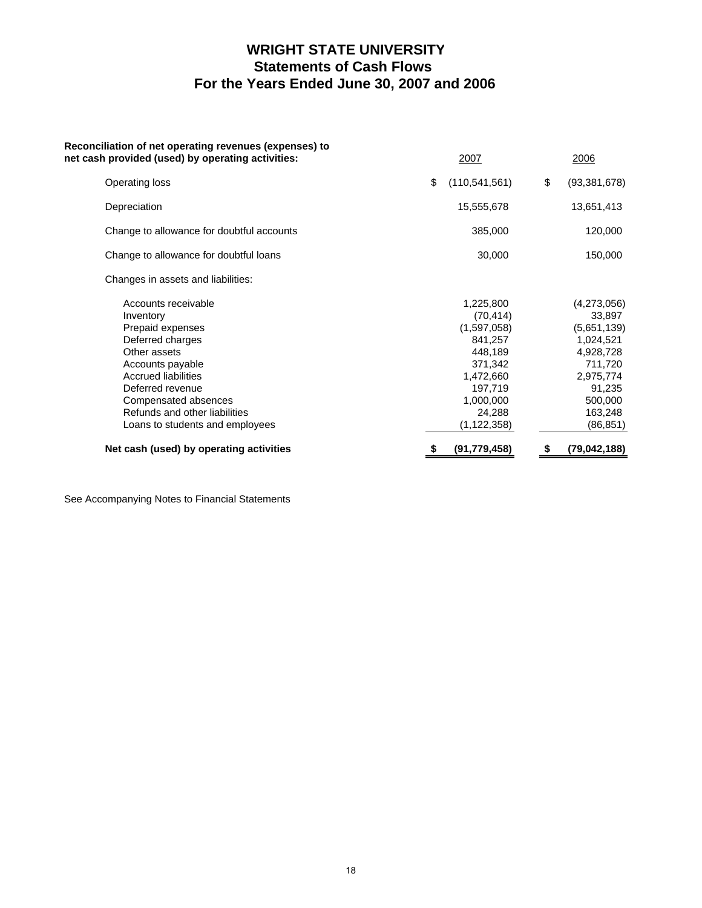# WRIGHT STATE UNIVERSITY
## Statements of Cash Flows
## For the Years Ended June 30, 2007 and 2006

| **Reconciliation of net operating revenues (expenses) to net cash provided (used) by operating activities:** | 2007 | 2006 |
|---|---|---|
| Operating loss | $ (110,541,561) | $ (93,381,678) |
| Depreciation | 15,555,678 | 13,651,413 |
| Change to allowance for doubtful accounts | 385,000 | 120,000 |
| Change to allowance for doubtful loans | 30,000 | 150,000 |
| Changes in assets and liabilities: | | |
| Accounts receivable | 1,225,800 | (4,273,056) |
| Inventory | (70,414) | 33,897 |
| Prepaid expenses | (1,597,058) | (5,651,139) |
| Deferred charges | 841,257 | 1,024,521 |
| Other assets | 448,189 | 4,928,728 |
| Accounts payable | 371,342 | 711,720 |
| Accrued liabilities | 1,472,660 | 2,975,774 |
| Deferred revenue | 197,719 | 91,235 |
| Compensated absences | 1,000,000 | 500,000 |
| Refunds and other liabilities | 24,288 | 163,248 |
| Loans to students and employees | (1,122,358) | (86,851) |
| **Net cash (used) by operating activities** | **$ (91,779,458)** | **$ (79,042,188)** |

See Accompanying Notes to Financial Statements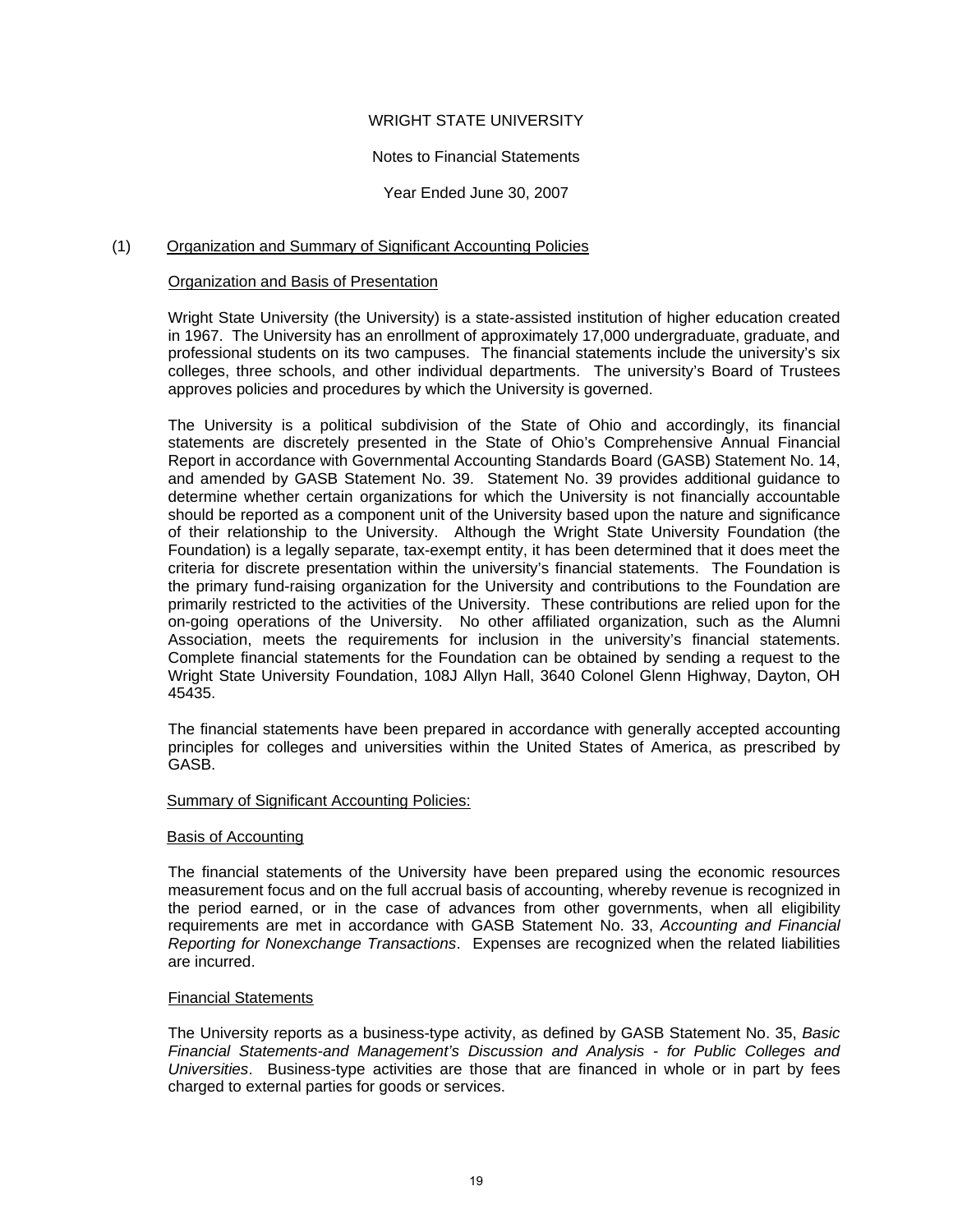# WRIGHT STATE UNIVERSITY

Notes to Financial Statements

Year Ended June 30, 2007

## (1) Organization and Summary of Significant Accounting Policies

### Organization and Basis of Presentation

Wright State University (the University) is a state-assisted institution of higher education created in 1967. The University has an enrollment of approximately 17,000 undergraduate, graduate, and professional students on its two campuses. The financial statements include the university's six colleges, three schools, and other individual departments. The university's Board of Trustees approves policies and procedures by which the University is governed.

The University is a political subdivision of the State of Ohio and accordingly, its financial statements are discretely presented in the State of Ohio's Comprehensive Annual Financial Report in accordance with Governmental Accounting Standards Board (GASB) Statement No. 14, and amended by GASB Statement No. 39. Statement No. 39 provides additional guidance to determine whether certain organizations for which the University is not financially accountable should be reported as a component unit of the University based upon the nature and significance of their relationship to the University. Although the Wright State University Foundation (the Foundation) is a legally separate, tax-exempt entity, it has been determined that it does meet the criteria for discrete presentation within the university's financial statements. The Foundation is the primary fund-raising organization for the University and contributions to the Foundation are primarily restricted to the activities of the University. These contributions are relied upon for the on-going operations of the University. No other affiliated organization, such as the Alumni Association, meets the requirements for inclusion in the university's financial statements. Complete financial statements for the Foundation can be obtained by sending a request to the Wright State University Foundation, 108J Allyn Hall, 3640 Colonel Glenn Highway, Dayton, OH 45435.

The financial statements have been prepared in accordance with generally accepted accounting principles for colleges and universities within the United States of America, as prescribed by GASB.

### Summary of Significant Accounting Policies:

#### Basis of Accounting

The financial statements of the University have been prepared using the economic resources measurement focus and on the full accrual basis of accounting, whereby revenue is recognized in the period earned, or in the case of advances from other governments, when all eligibility requirements are met in accordance with GASB Statement No. 33, *Accounting and Financial Reporting for Nonexchange Transactions*. Expenses are recognized when the related liabilities are incurred.

#### Financial Statements

The University reports as a business-type activity, as defined by GASB Statement No. 35, *Basic Financial Statements-and Management's Discussion and Analysis - for Public Colleges and Universities*. Business-type activities are those that are financed in whole or in part by fees charged to external parties for goods or services.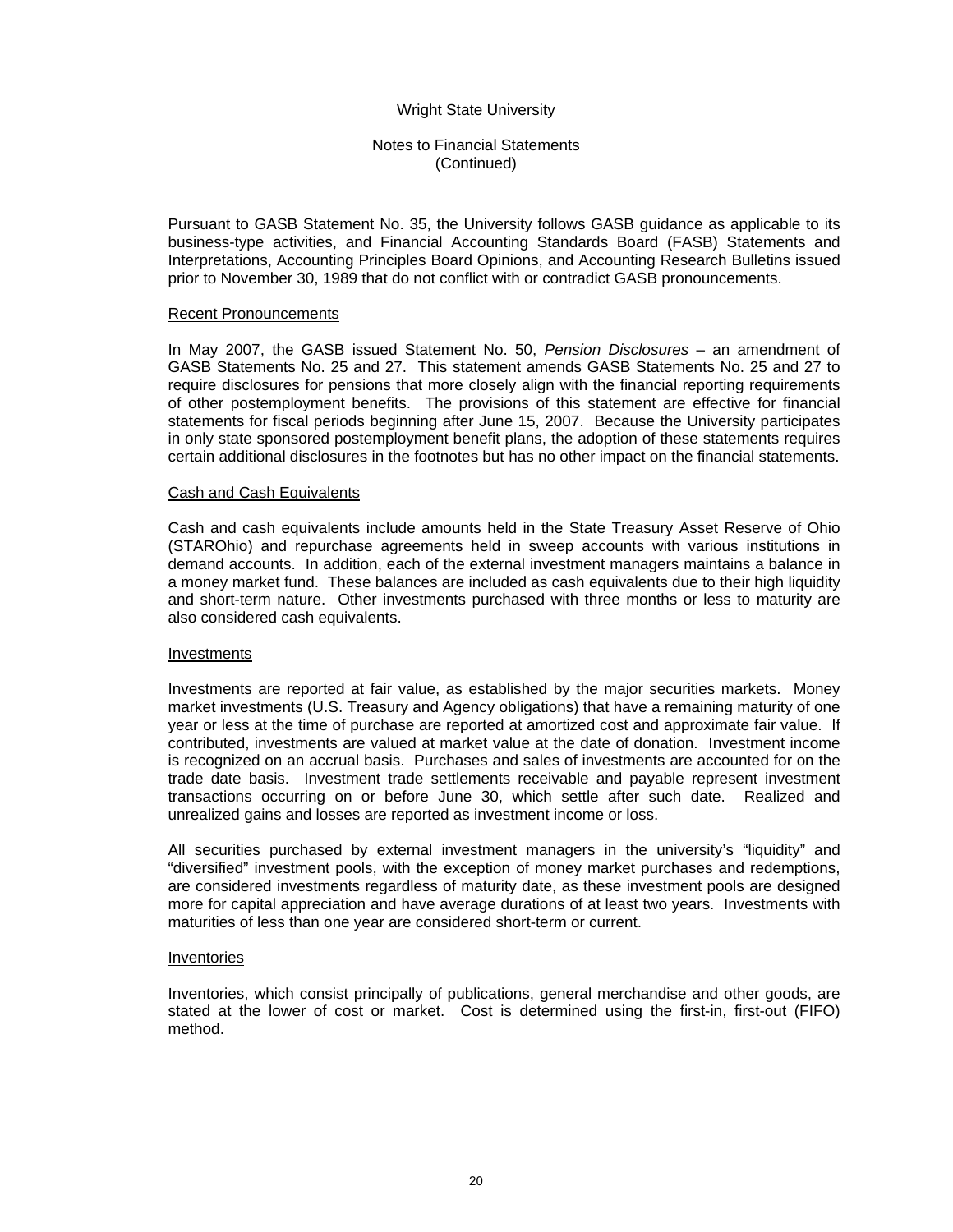Pursuant to GASB Statement No. 35, the University follows GASB guidance as applicable to its business-type activities, and Financial Accounting Standards Board (FASB) Statements and Interpretations, Accounting Principles Board Opinions, and Accounting Research Bulletins issued prior to November 30, 1989 that do not conflict with or contradict GASB pronouncements.

## Recent Pronouncements

In May 2007, the GASB issued Statement No. 50, *Pension Disclosures* – an amendment of GASB Statements No. 25 and 27. This statement amends GASB Statements No. 25 and 27 to require disclosures for pensions that more closely align with the financial reporting requirements of other postemployment benefits. The provisions of this statement are effective for financial statements for fiscal periods beginning after June 15, 2007. Because the University participates in only state sponsored postemployment benefit plans, the adoption of these statements requires certain additional disclosures in the footnotes but has no other impact on the financial statements.

## Cash and Cash Equivalents

Cash and cash equivalents include amounts held in the State Treasury Asset Reserve of Ohio (STAROhio) and repurchase agreements held in sweep accounts with various institutions in demand accounts. In addition, each of the external investment managers maintains a balance in a money market fund. These balances are included as cash equivalents due to their high liquidity and short-term nature. Other investments purchased with three months or less to maturity are also considered cash equivalents.

## Investments

Investments are reported at fair value, as established by the major securities markets. Money market investments (U.S. Treasury and Agency obligations) that have a remaining maturity of one year or less at the time of purchase are reported at amortized cost and approximate fair value. If contributed, investments are valued at market value at the date of donation. Investment income is recognized on an accrual basis. Purchases and sales of investments are accounted for on the trade date basis. Investment trade settlements receivable and payable represent investment transactions occurring on or before June 30, which settle after such date. Realized and unrealized gains and losses are reported as investment income or loss.

All securities purchased by external investment managers in the university's "liquidity" and "diversified" investment pools, with the exception of money market purchases and redemptions, are considered investments regardless of maturity date, as these investment pools are designed more for capital appreciation and have average durations of at least two years. Investments with maturities of less than one year are considered short-term or current.

## Inventories

Inventories, which consist principally of publications, general merchandise and other goods, are stated at the lower of cost or market. Cost is determined using the first-in, first-out (FIFO) method.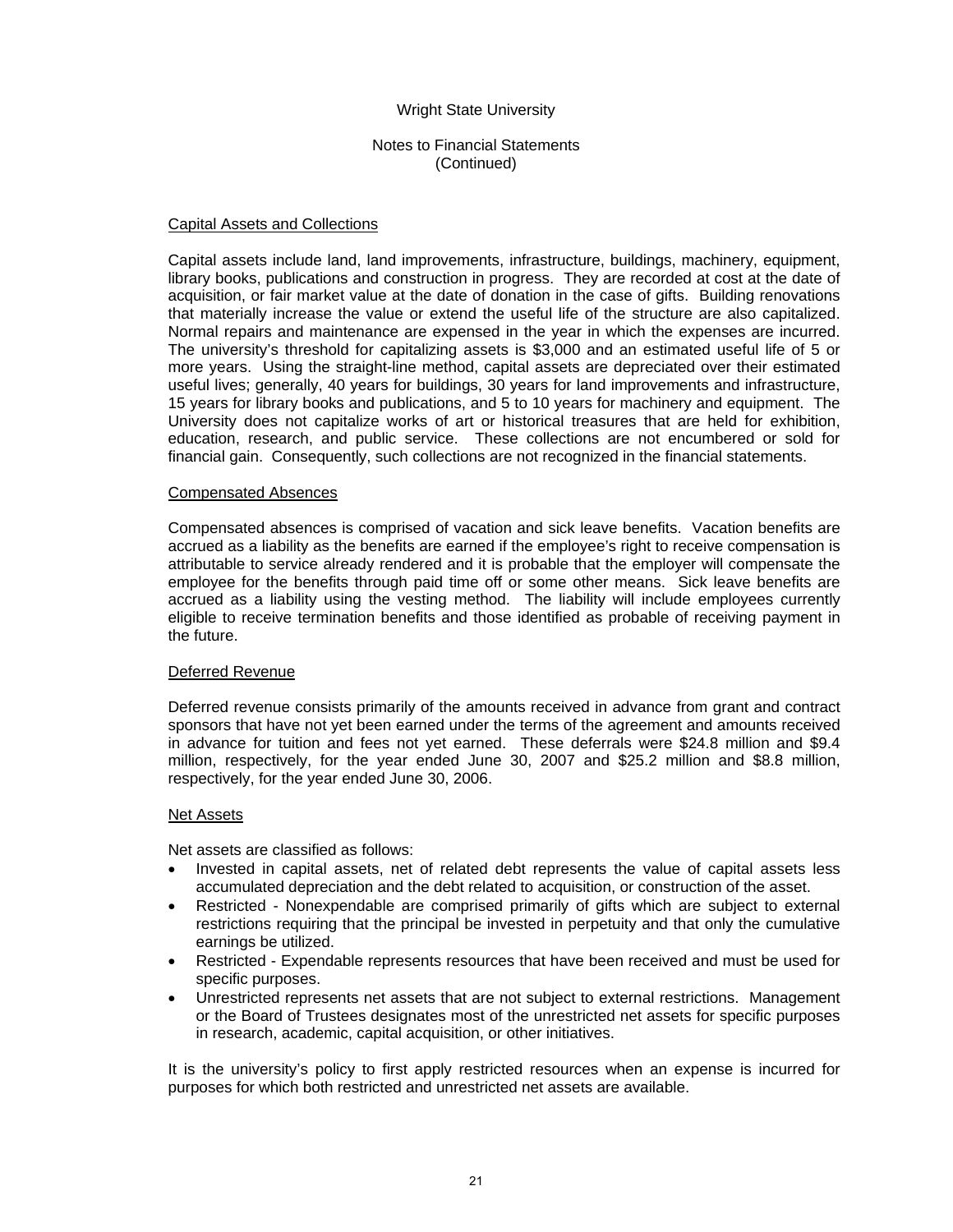## Capital Assets and Collections

Capital assets include land, land improvements, infrastructure, buildings, machinery, equipment, library books, publications and construction in progress. They are recorded at cost at the date of acquisition, or fair market value at the date of donation in the case of gifts. Building renovations that materially increase the value or extend the useful life of the structure are also capitalized. Normal repairs and maintenance are expensed in the year in which the expenses are incurred. The university's threshold for capitalizing assets is $3,000 and an estimated useful life of 5 or more years. Using the straight-line method, capital assets are depreciated over their estimated useful lives; generally, 40 years for buildings, 30 years for land improvements and infrastructure, 15 years for library books and publications, and 5 to 10 years for machinery and equipment. The University does not capitalize works of art or historical treasures that are held for exhibition, education, research, and public service. These collections are not encumbered or sold for financial gain. Consequently, such collections are not recognized in the financial statements.

## Compensated Absences

Compensated absences is comprised of vacation and sick leave benefits. Vacation benefits are accrued as a liability as the benefits are earned if the employee's right to receive compensation is attributable to service already rendered and it is probable that the employer will compensate the employee for the benefits through paid time off or some other means. Sick leave benefits are accrued as a liability using the vesting method. The liability will include employees currently eligible to receive termination benefits and those identified as probable of receiving payment in the future.

## Deferred Revenue

Deferred revenue consists primarily of the amounts received in advance from grant and contract sponsors that have not yet been earned under the terms of the agreement and amounts received in advance for tuition and fees not yet earned. These deferrals were $24.8 million and $9.4 million, respectively, for the year ended June 30, 2007 and $25.2 million and $8.8 million, respectively, for the year ended June 30, 2006.

## Net Assets

Net assets are classified as follows:

- Invested in capital assets, net of related debt represents the value of capital assets less accumulated depreciation and the debt related to acquisition, or construction of the asset.
- Restricted - Nonexpendable are comprised primarily of gifts which are subject to external restrictions requiring that the principal be invested in perpetuity and that only the cumulative earnings be utilized.
- Restricted - Expendable represents resources that have been received and must be used for specific purposes.
- Unrestricted represents net assets that are not subject to external restrictions. Management or the Board of Trustees designates most of the unrestricted net assets for specific purposes in research, academic, capital acquisition, or other initiatives.

It is the university's policy to first apply restricted resources when an expense is incurred for purposes for which both restricted and unrestricted net assets are available.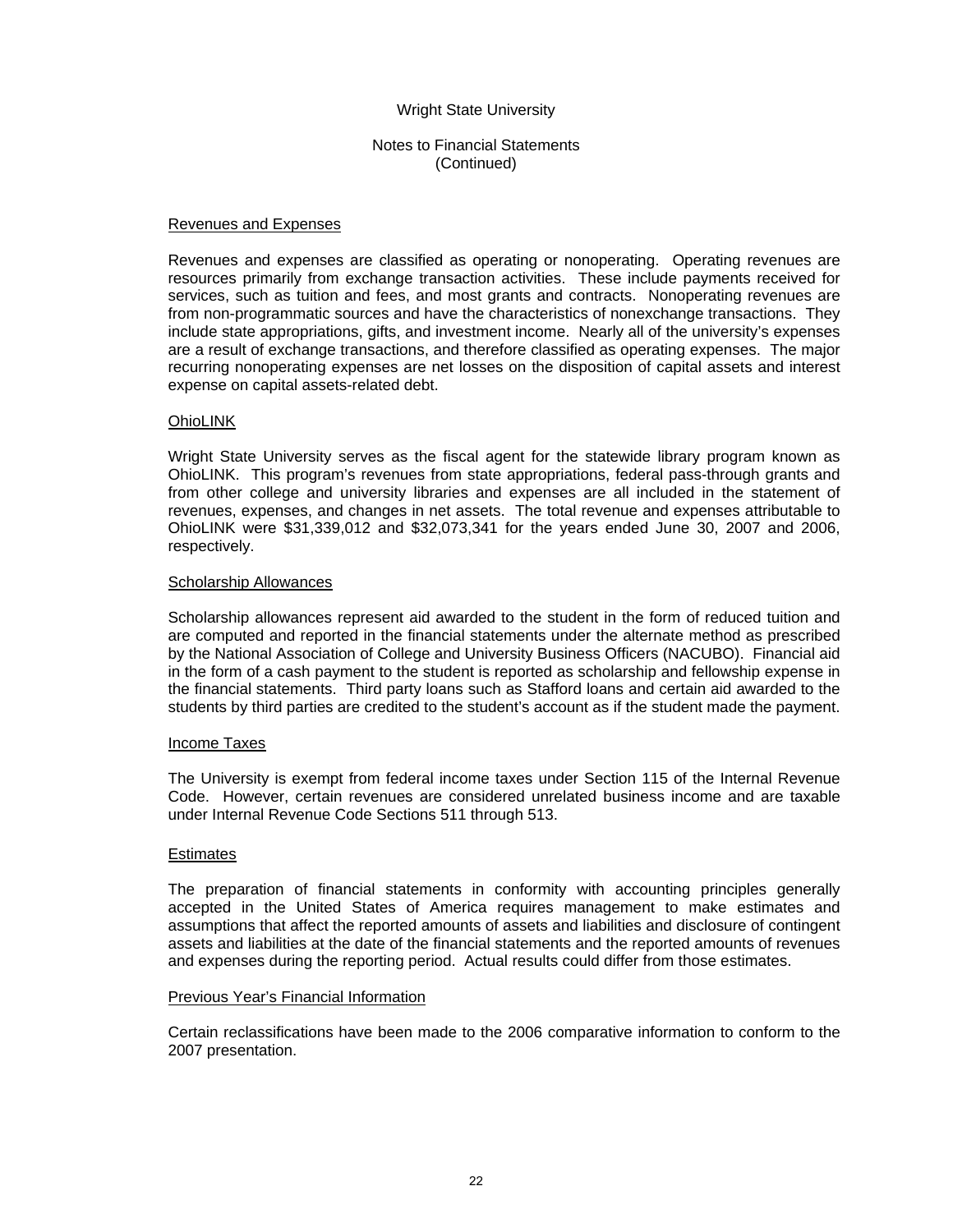### Revenues and Expenses

Revenues and expenses are classified as operating or nonoperating. Operating revenues are resources primarily from exchange transaction activities. These include payments received for services, such as tuition and fees, and most grants and contracts. Nonoperating revenues are from non-programmatic sources and have the characteristics of nonexchange transactions. They include state appropriations, gifts, and investment income. Nearly all of the university's expenses are a result of exchange transactions, and therefore classified as operating expenses. The major recurring nonoperating expenses are net losses on the disposition of capital assets and interest expense on capital assets-related debt.

### OhioLINK

Wright State University serves as the fiscal agent for the statewide library program known as OhioLINK. This program's revenues from state appropriations, federal pass-through grants and from other college and university libraries and expenses are all included in the statement of revenues, expenses, and changes in net assets. The total revenue and expenses attributable to OhioLINK were $31,339,012 and $32,073,341 for the years ended June 30, 2007 and 2006, respectively.

### Scholarship Allowances

Scholarship allowances represent aid awarded to the student in the form of reduced tuition and are computed and reported in the financial statements under the alternate method as prescribed by the National Association of College and University Business Officers (NACUBO). Financial aid in the form of a cash payment to the student is reported as scholarship and fellowship expense in the financial statements. Third party loans such as Stafford loans and certain aid awarded to the students by third parties are credited to the student's account as if the student made the payment.

### Income Taxes

The University is exempt from federal income taxes under Section 115 of the Internal Revenue Code. However, certain revenues are considered unrelated business income and are taxable under Internal Revenue Code Sections 511 through 513.

### Estimates

The preparation of financial statements in conformity with accounting principles generally accepted in the United States of America requires management to make estimates and assumptions that affect the reported amounts of assets and liabilities and disclosure of contingent assets and liabilities at the date of the financial statements and the reported amounts of revenues and expenses during the reporting period. Actual results could differ from those estimates.

### Previous Year's Financial Information

Certain reclassifications have been made to the 2006 comparative information to conform to the 2007 presentation.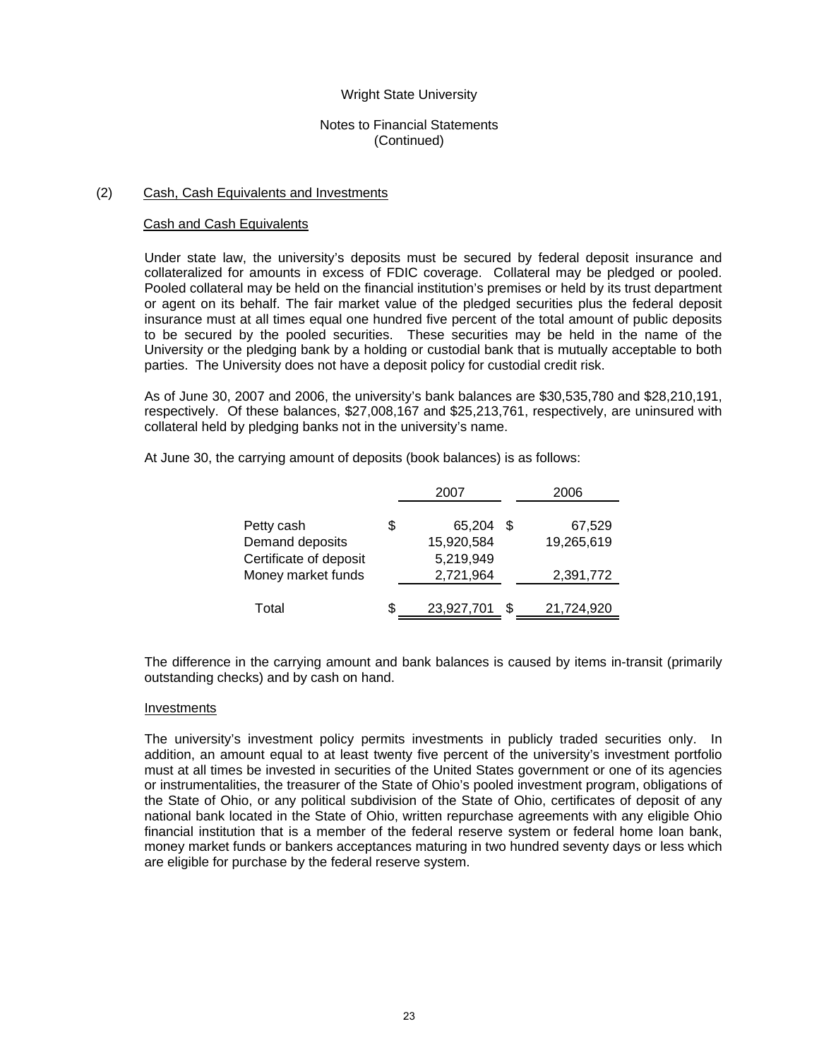Wright State University

Notes to Financial Statements
(Continued)

## (2) Cash, Cash Equivalents and Investments

### Cash and Cash Equivalents

Under state law, the university's deposits must be secured by federal deposit insurance and collateralized for amounts in excess of FDIC coverage. Collateral may be pledged or pooled. Pooled collateral may be held on the financial institution's premises or held by its trust department or agent on its behalf. The fair market value of the pledged securities plus the federal deposit insurance must at all times equal one hundred five percent of the total amount of public deposits to be secured by the pooled securities. These securities may be held in the name of the University or the pledging bank by a holding or custodial bank that is mutually acceptable to both parties. The University does not have a deposit policy for custodial credit risk.

As of June 30, 2007 and 2006, the university's bank balances are $30,535,780 and $28,210,191, respectively. Of these balances, $27,008,167 and $25,213,761, respectively, are uninsured with collateral held by pledging banks not in the university's name.

At June 30, the carrying amount of deposits (book balances) is as follows:

| | 2007 | 2006 |
|---|---|---|
| Petty cash | $ 65,204 | $ 67,529 |
| Demand deposits | 15,920,584 | 19,265,619 |
| Certificate of deposit | 5,219,949 | |
| Money market funds | 2,721,964 | 2,391,772 |
| Total | $ 23,927,701 | $ 21,724,920 |

The difference in the carrying amount and bank balances is caused by items in-transit (primarily outstanding checks) and by cash on hand.

### Investments

The university's investment policy permits investments in publicly traded securities only. In addition, an amount equal to at least twenty five percent of the university's investment portfolio must at all times be invested in securities of the United States government or one of its agencies or instrumentalities, the treasurer of the State of Ohio's pooled investment program, obligations of the State of Ohio, or any political subdivision of the State of Ohio, certificates of deposit of any national bank located in the State of Ohio, written repurchase agreements with any eligible Ohio financial institution that is a member of the federal reserve system or federal home loan bank, money market funds or bankers acceptances maturing in two hundred seventy days or less which are eligible for purchase by the federal reserve system.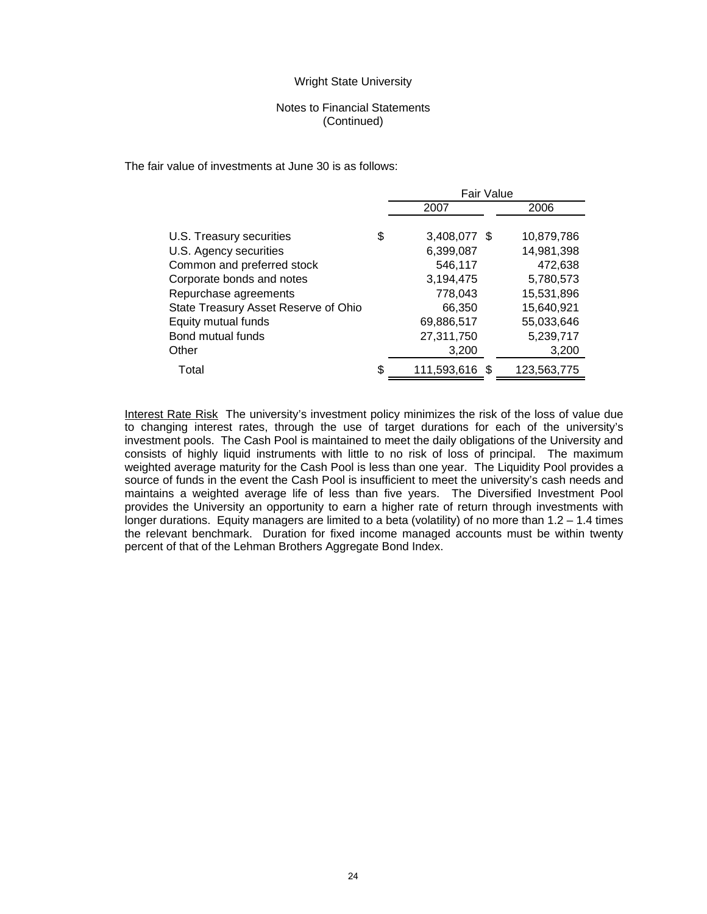Wright State University

Notes to Financial Statements
(Continued)

The fair value of investments at June 30 is as follows:

| | Fair Value | |
|---|---|---|
| | 2007 | 2006 |
| U.S. Treasury securities | $ 3,408,077 | $ 10,879,786 |
| U.S. Agency securities | 6,399,087 | 14,981,398 |
| Common and preferred stock | 546,117 | 472,638 |
| Corporate bonds and notes | 3,194,475 | 5,780,573 |
| Repurchase agreements | 778,043 | 15,531,896 |
| State Treasury Asset Reserve of Ohio | 66,350 | 15,640,921 |
| Equity mutual funds | 69,886,517 | 55,033,646 |
| Bond mutual funds | 27,311,750 | 5,239,717 |
| Other | 3,200 | 3,200 |
| Total | $ 111,593,616 | $ 123,563,775 |

Interest Rate Risk  The university's investment policy minimizes the risk of the loss of value due to changing interest rates, through the use of target durations for each of the university's investment pools. The Cash Pool is maintained to meet the daily obligations of the University and consists of highly liquid instruments with little to no risk of loss of principal. The maximum weighted average maturity for the Cash Pool is less than one year. The Liquidity Pool provides a source of funds in the event the Cash Pool is insufficient to meet the university's cash needs and maintains a weighted average life of less than five years. The Diversified Investment Pool provides the University an opportunity to earn a higher rate of return through investments with longer durations. Equity managers are limited to a beta (volatility) of no more than 1.2 – 1.4 times the relevant benchmark. Duration for fixed income managed accounts must be within twenty percent of that of the Lehman Brothers Aggregate Bond Index.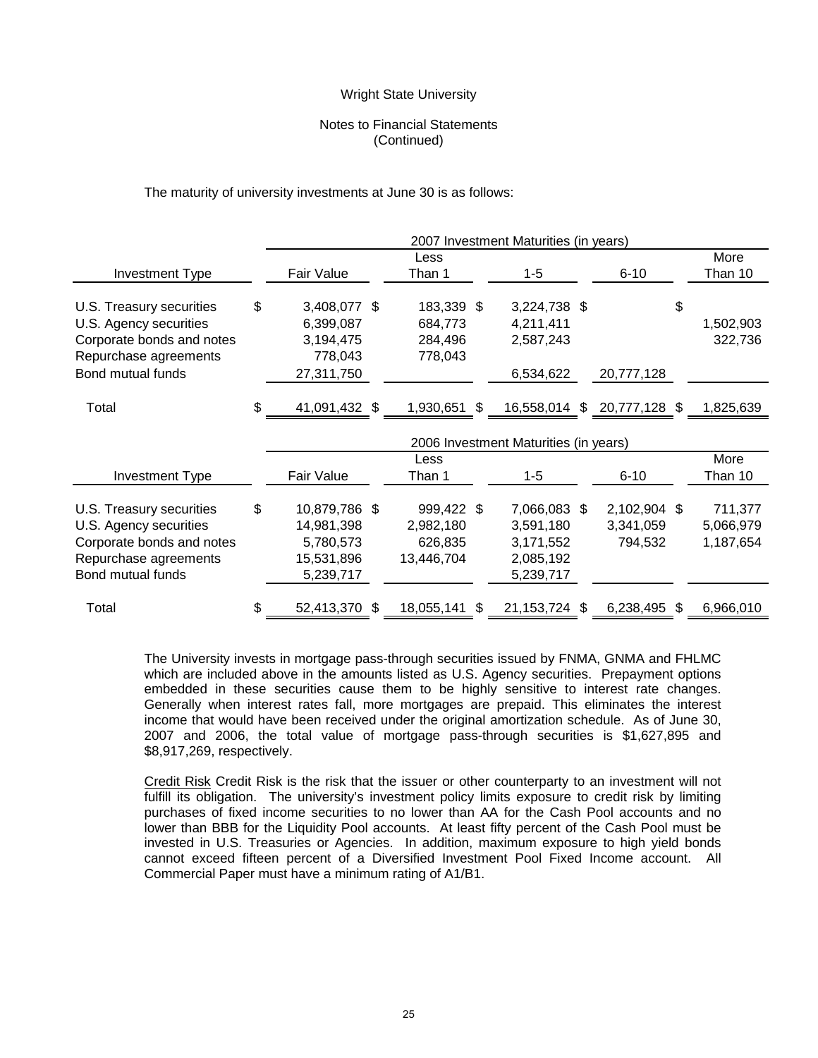Wright State University

Notes to Financial Statements
(Continued)

The maturity of university investments at June 30 is as follows:

| | 2007 Investment Maturities (in years) | | | | |
|---|---|---|---|---|---|
| Investment Type | Fair Value | Less Than 1 | 1-5 | 6-10 | More Than 10 |
| U.S. Treasury securities | $ 3,408,077 | $ 183,339 | $ 3,224,738 | $ | $ |
| U.S. Agency securities | 6,399,087 | 684,773 | 4,211,411 | | 1,502,903 |
| Corporate bonds and notes | 3,194,475 | 284,496 | 2,587,243 | | 322,736 |
| Repurchase agreements | 778,043 | 778,043 | | | |
| Bond mutual funds | 27,311,750 | | 6,534,622 | 20,777,128 | |
| Total | $ 41,091,432 | $ 1,930,651 | $ 16,558,014 | $ 20,777,128 | $ 1,825,639 |

| | 2006 Investment Maturities (in years) | | | | |
|---|---|---|---|---|---|
| Investment Type | Fair Value | Less Than 1 | 1-5 | 6-10 | More Than 10 |
| U.S. Treasury securities | $ 10,879,786 | $ 999,422 | $ 7,066,083 | $ 2,102,904 | $ 711,377 |
| U.S. Agency securities | 14,981,398 | 2,982,180 | 3,591,180 | 3,341,059 | 5,066,979 |
| Corporate bonds and notes | 5,780,573 | 626,835 | 3,171,552 | 794,532 | 1,187,654 |
| Repurchase agreements | 15,531,896 | 13,446,704 | 2,085,192 | | |
| Bond mutual funds | 5,239,717 | | 5,239,717 | | |
| Total | $ 52,413,370 | $ 18,055,141 | $ 21,153,724 | $ 6,238,495 | $ 6,966,010 |

The University invests in mortgage pass-through securities issued by FNMA, GNMA and FHLMC which are included above in the amounts listed as U.S. Agency securities. Prepayment options embedded in these securities cause them to be highly sensitive to interest rate changes. Generally when interest rates fall, more mortgages are prepaid. This eliminates the interest income that would have been received under the original amortization schedule. As of June 30, 2007 and 2006, the total value of mortgage pass-through securities is $1,627,895 and $8,917,269, respectively.

Credit Risk Credit Risk is the risk that the issuer or other counterparty to an investment will not fulfill its obligation. The university's investment policy limits exposure to credit risk by limiting purchases of fixed income securities to no lower than AA for the Cash Pool accounts and no lower than BBB for the Liquidity Pool accounts. At least fifty percent of the Cash Pool must be invested in U.S. Treasuries or Agencies. In addition, maximum exposure to high yield bonds cannot exceed fifteen percent of a Diversified Investment Pool Fixed Income account. All Commercial Paper must have a minimum rating of A1/B1.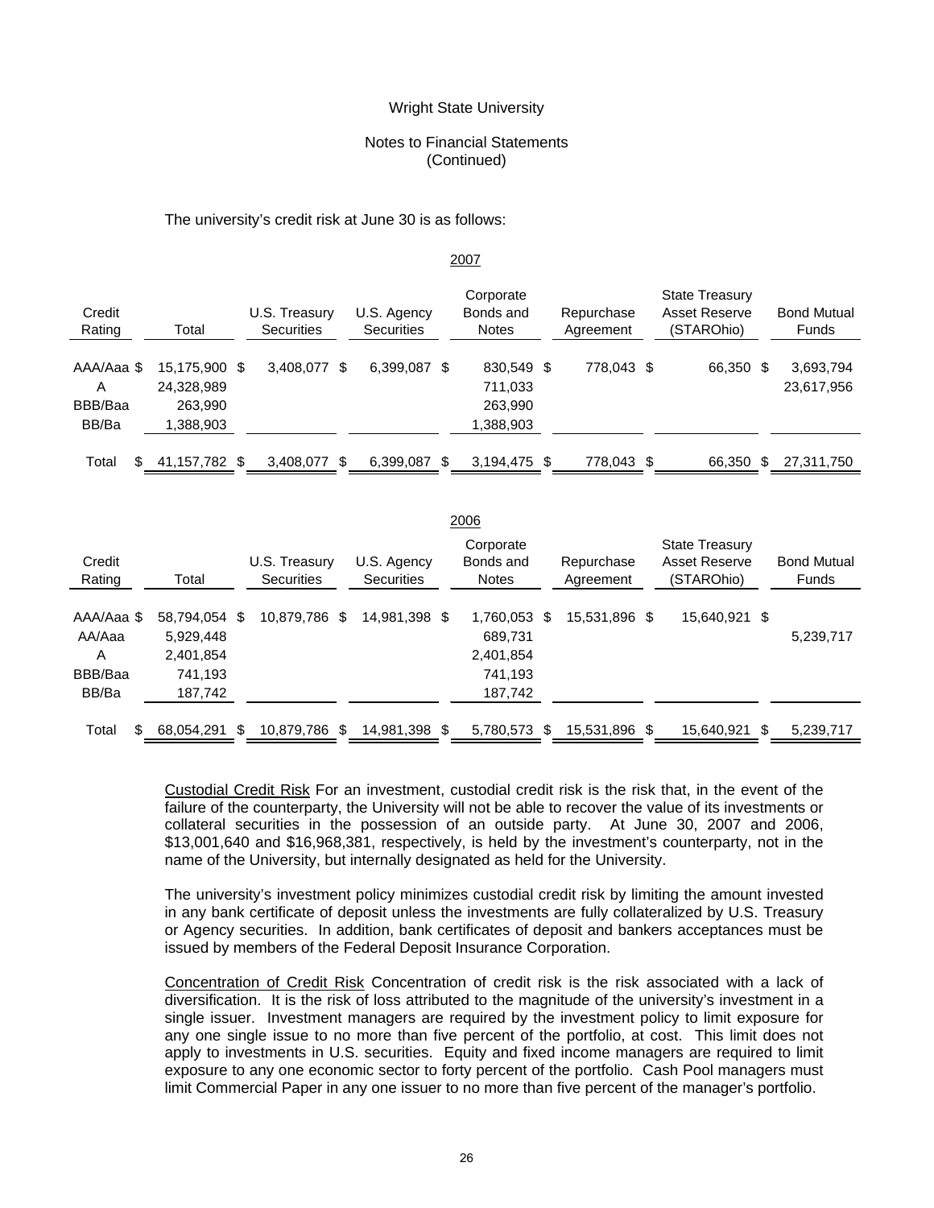Wright State University

Notes to Financial Statements
(Continued)

The university's credit risk at June 30 is as follows:

2007

| Credit Rating | Total | U.S. Treasury Securities | U.S. Agency Securities | Corporate Bonds and Notes | Repurchase Agreement | State Treasury Asset Reserve (STAROhio) | Bond Mutual Funds |
|---|---|---|---|---|---|---|---|
| AAA/Aaa | $ 15,175,900 | $ 3,408,077 | $ 6,399,087 | $ 830,549 | $ 778,043 | $ 66,350 | $ 3,693,794 |
| A | 24,328,989 | | | 711,033 | | | 23,617,956 |
| BBB/Baa | 263,990 | | | 263,990 | | | |
| BB/Ba | 1,388,903 | | | 1,388,903 | | | |
| Total | $ 41,157,782 | $ 3,408,077 | $ 6,399,087 | $ 3,194,475 | $ 778,043 | $ 66,350 | $ 27,311,750 |

2006

| Credit Rating | Total | U.S. Treasury Securities | U.S. Agency Securities | Corporate Bonds and Notes | Repurchase Agreement | State Treasury Asset Reserve (STAROhio) | Bond Mutual Funds |
|---|---|---|---|---|---|---|---|
| AAA/Aaa | $ 58,794,054 | $ 10,879,786 | $ 14,981,398 | $ 1,760,053 | $ 15,531,896 | $ 15,640,921 | $ |
| AA/Aaa | 5,929,448 | | | 689,731 | | | 5,239,717 |
| A | 2,401,854 | | | 2,401,854 | | | |
| BBB/Baa | 741,193 | | | 741,193 | | | |
| BB/Ba | 187,742 | | | 187,742 | | | |
| Total | $ 68,054,291 | $ 10,879,786 | $ 14,981,398 | $ 5,780,573 | $ 15,531,896 | $ 15,640,921 | $ 5,239,717 |

Custodial Credit Risk For an investment, custodial credit risk is the risk that, in the event of the failure of the counterparty, the University will not be able to recover the value of its investments or collateral securities in the possession of an outside party. At June 30, 2007 and 2006, $13,001,640 and $16,968,381, respectively, is held by the investment's counterparty, not in the name of the University, but internally designated as held for the University.

The university's investment policy minimizes custodial credit risk by limiting the amount invested in any bank certificate of deposit unless the investments are fully collateralized by U.S. Treasury or Agency securities. In addition, bank certificates of deposit and bankers acceptances must be issued by members of the Federal Deposit Insurance Corporation.

Concentration of Credit Risk Concentration of credit risk is the risk associated with a lack of diversification. It is the risk of loss attributed to the magnitude of the university's investment in a single issuer. Investment managers are required by the investment policy to limit exposure for any one single issue to no more than five percent of the portfolio, at cost. This limit does not apply to investments in U.S. securities. Equity and fixed income managers are required to limit exposure to any one economic sector to forty percent of the portfolio. Cash Pool managers must limit Commercial Paper in any one issuer to no more than five percent of the manager's portfolio.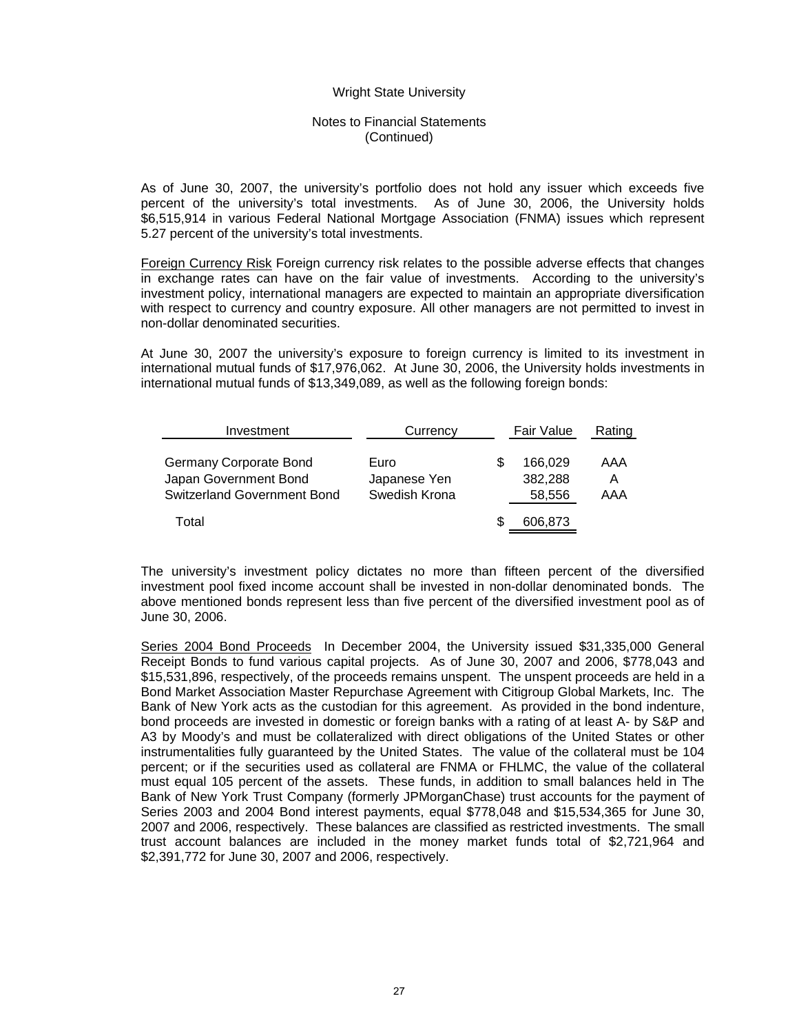As of June 30, 2007, the university's portfolio does not hold any issuer which exceeds five percent of the university's total investments. As of June 30, 2006, the University holds $6,515,914 in various Federal National Mortgage Association (FNMA) issues which represent 5.27 percent of the university's total investments.

Foreign Currency Risk Foreign currency risk relates to the possible adverse effects that changes in exchange rates can have on the fair value of investments. According to the university's investment policy, international managers are expected to maintain an appropriate diversification with respect to currency and country exposure. All other managers are not permitted to invest in non-dollar denominated securities.

At June 30, 2007 the university's exposure to foreign currency is limited to its investment in international mutual funds of $17,976,062. At June 30, 2006, the University holds investments in international mutual funds of $13,349,089, as well as the following foreign bonds:

| Investment | Currency | Fair Value | Rating |
|---|---|---|---|
| Germany Corporate Bond | Euro | $ 166,029 | AAA |
| Japan Government Bond | Japanese Yen | 382,288 | A |
| Switzerland Government Bond | Swedish Krona | 58,556 | AAA |
| Total | | $ 606,873 | |

The university's investment policy dictates no more than fifteen percent of the diversified investment pool fixed income account shall be invested in non-dollar denominated bonds. The above mentioned bonds represent less than five percent of the diversified investment pool as of June 30, 2006.

Series 2004 Bond Proceeds In December 2004, the University issued $31,335,000 General Receipt Bonds to fund various capital projects. As of June 30, 2007 and 2006, $778,043 and $15,531,896, respectively, of the proceeds remains unspent. The unspent proceeds are held in a Bond Market Association Master Repurchase Agreement with Citigroup Global Markets, Inc. The Bank of New York acts as the custodian for this agreement. As provided in the bond indenture, bond proceeds are invested in domestic or foreign banks with a rating of at least A- by S&P and A3 by Moody's and must be collateralized with direct obligations of the United States or other instrumentalities fully guaranteed by the United States. The value of the collateral must be 104 percent; or if the securities used as collateral are FNMA or FHLMC, the value of the collateral must equal 105 percent of the assets. These funds, in addition to small balances held in The Bank of New York Trust Company (formerly JPMorganChase) trust accounts for the payment of Series 2003 and 2004 Bond interest payments, equal $778,048 and $15,534,365 for June 30, 2007 and 2006, respectively. These balances are classified as restricted investments. The small trust account balances are included in the money market funds total of $2,721,964 and $2,391,772 for June 30, 2007 and 2006, respectively.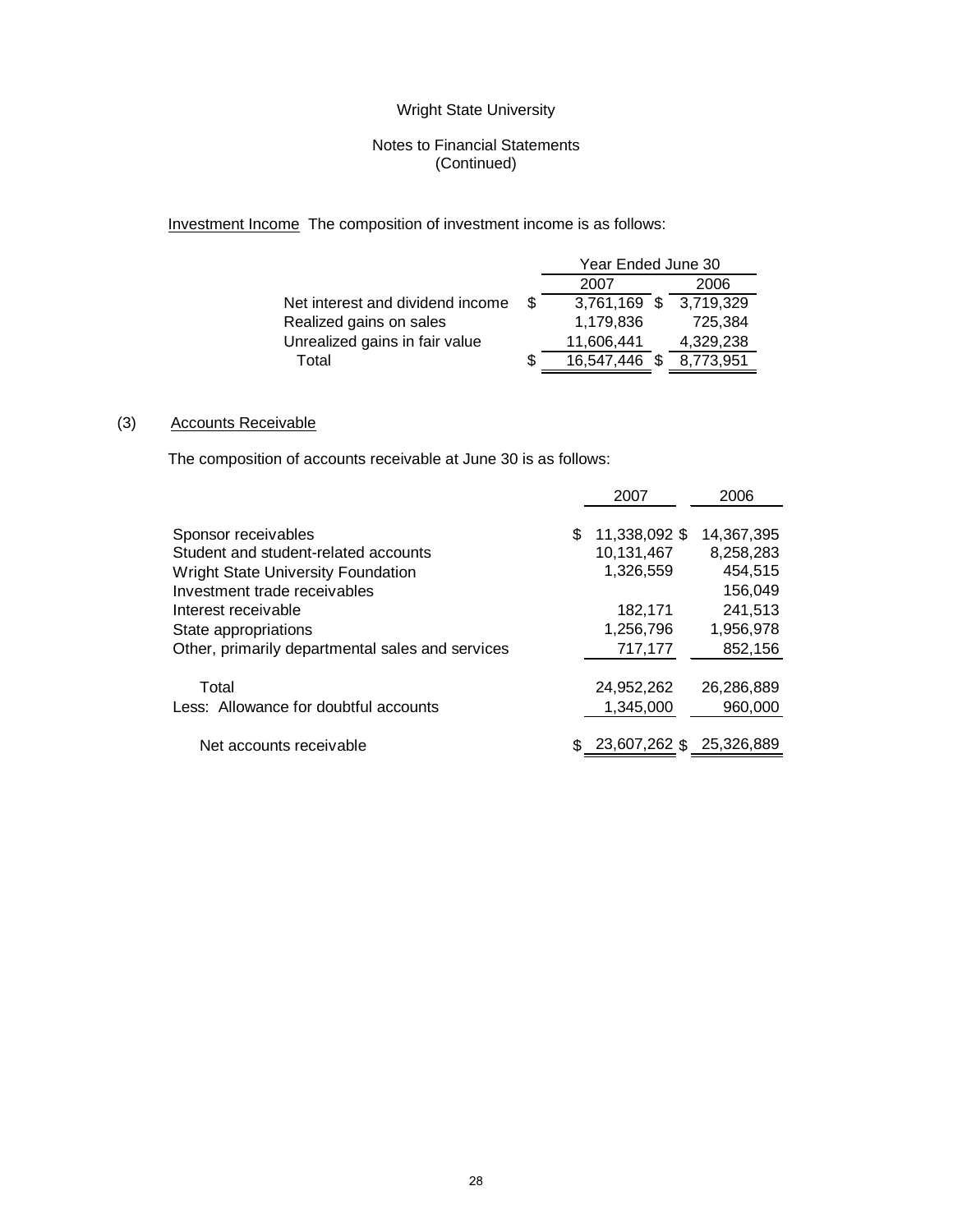Wright State University

Notes to Financial Statements
(Continued)

<u>Investment Income</u> The composition of investment income is as follows:

| | Year Ended June 30 | |
|---|---|---|
| | 2007 | 2006 |
| Net interest and dividend income | $ 3,761,169 | $ 3,719,329 |
| Realized gains on sales | 1,179,836 | 725,384 |
| Unrealized gains in fair value | 11,606,441 | 4,329,238 |
| Total | $ 16,547,446 | $ 8,773,951 |

## (3) Accounts Receivable

The composition of accounts receivable at June 30 is as follows:

| | 2007 | 2006 |
|---|---|---|
| Sponsor receivables | $ 11,338,092 | $ 14,367,395 |
| Student and student-related accounts | 10,131,467 | 8,258,283 |
| Wright State University Foundation | 1,326,559 | 454,515 |
| Investment trade receivables | | 156,049 |
| Interest receivable | 182,171 | 241,513 |
| State appropriations | 1,256,796 | 1,956,978 |
| Other, primarily departmental sales and services | 717,177 | 852,156 |
| Total | 24,952,262 | 26,286,889 |
| Less: Allowance for doubtful accounts | 1,345,000 | 960,000 |
| Net accounts receivable | $ 23,607,262 | $ 25,326,889 |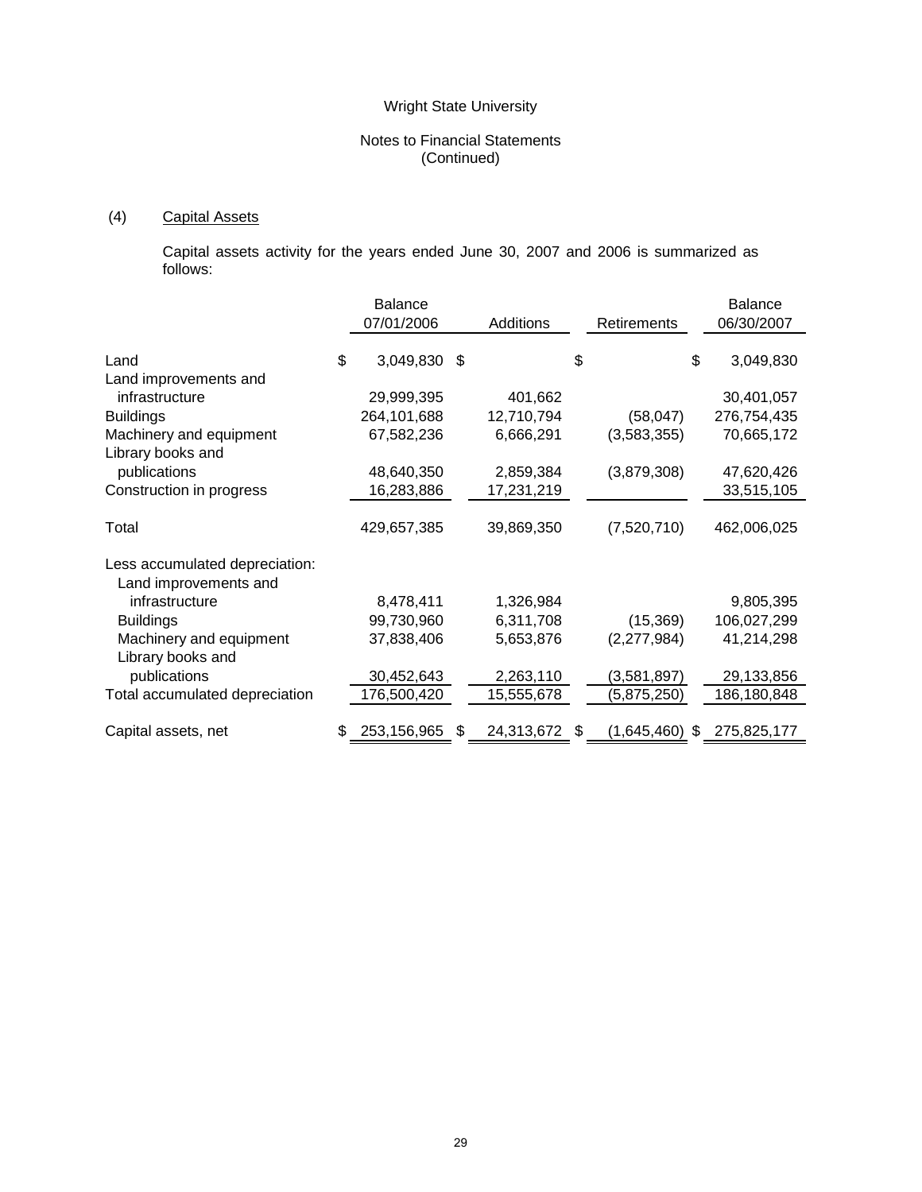Wright State University

Notes to Financial Statements
(Continued)

## (4) Capital Assets

Capital assets activity for the years ended June 30, 2007 and 2006 is summarized as follows:

| | Balance 07/01/2006 | Additions | Retirements | Balance 06/30/2007 |
|---|---|---|---|---|
| Land | $ 3,049,830 | $ | $ | $ 3,049,830 |
| Land improvements and infrastructure | 29,999,395 | 401,662 | | 30,401,057 |
| Buildings | 264,101,688 | 12,710,794 | (58,047) | 276,754,435 |
| Machinery and equipment | 67,582,236 | 6,666,291 | (3,583,355) | 70,665,172 |
| Library books and publications | 48,640,350 | 2,859,384 | (3,879,308) | 47,620,426 |
| Construction in progress | 16,283,886 | 17,231,219 | | 33,515,105 |
| Total | 429,657,385 | 39,869,350 | (7,520,710) | 462,006,025 |
| Less accumulated depreciation: | | | | |
| Land improvements and infrastructure | 8,478,411 | 1,326,984 | | 9,805,395 |
| Buildings | 99,730,960 | 6,311,708 | (15,369) | 106,027,299 |
| Machinery and equipment | 37,838,406 | 5,653,876 | (2,277,984) | 41,214,298 |
| Library books and publications | 30,452,643 | 2,263,110 | (3,581,897) | 29,133,856 |
| Total accumulated depreciation | 176,500,420 | 15,555,678 | (5,875,250) | 186,180,848 |
| Capital assets, net | $ 253,156,965 | $ 24,313,672 | $ (1,645,460) | $ 275,825,177 |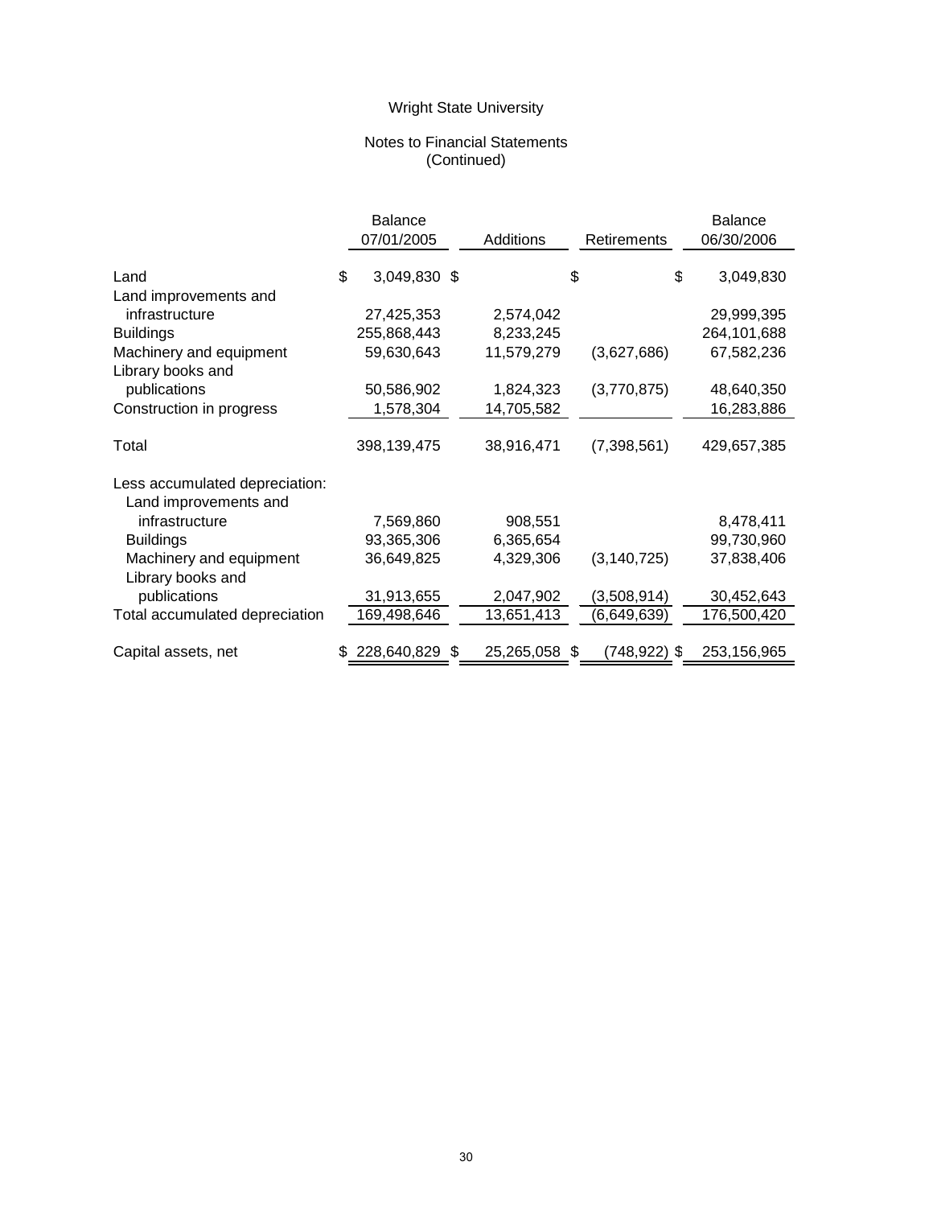# Wright State University

## Notes to Financial Statements (Continued)

| | Balance 07/01/2005 | Additions | Retirements | Balance 06/30/2006 |
|---|---|---|---|---|
| Land | $ 3,049,830 | $ | $ | $ 3,049,830 |
| Land improvements and infrastructure | 27,425,353 | 2,574,042 | | 29,999,395 |
| Buildings | 255,868,443 | 8,233,245 | | 264,101,688 |
| Machinery and equipment | 59,630,643 | 11,579,279 | (3,627,686) | 67,582,236 |
| Library books and publications | 50,586,902 | 1,824,323 | (3,770,875) | 48,640,350 |
| Construction in progress | 1,578,304 | 14,705,582 | | 16,283,886 |
| Total | 398,139,475 | 38,916,471 | (7,398,561) | 429,657,385 |
| Less accumulated depreciation: | | | | |
| Land improvements and infrastructure | 7,569,860 | 908,551 | | 8,478,411 |
| Buildings | 93,365,306 | 6,365,654 | | 99,730,960 |
| Machinery and equipment | 36,649,825 | 4,329,306 | (3,140,725) | 37,838,406 |
| Library books and publications | 31,913,655 | 2,047,902 | (3,508,914) | 30,452,643 |
| Total accumulated depreciation | 169,498,646 | 13,651,413 | (6,649,639) | 176,500,420 |
| Capital assets, net | $ 228,640,829 | $ 25,265,058 | $ (748,922) | $ 253,156,965 |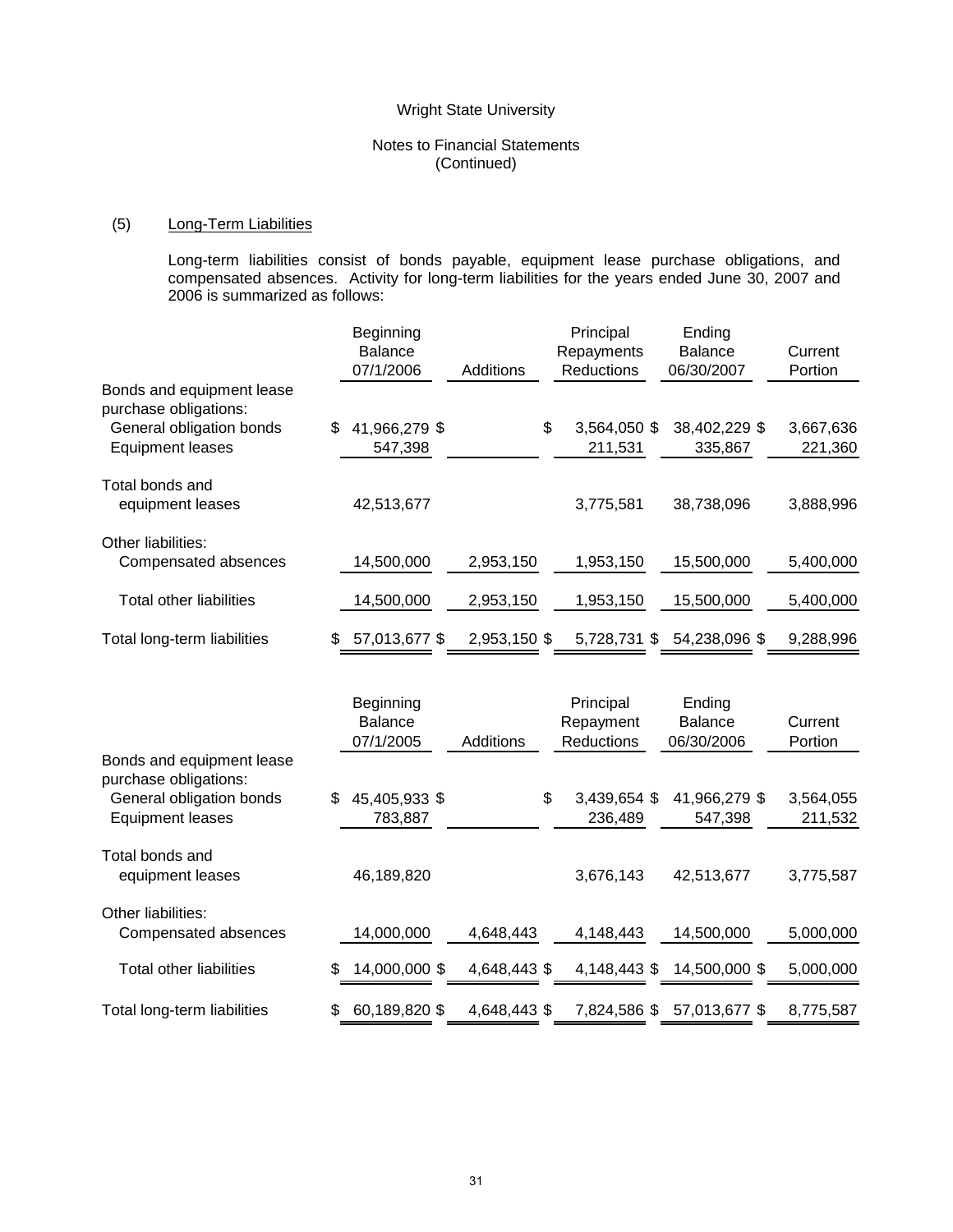Wright State University

Notes to Financial Statements
(Continued)

## (5) Long-Term Liabilities

Long-term liabilities consist of bonds payable, equipment lease purchase obligations, and compensated absences. Activity for long-term liabilities for the years ended June 30, 2007 and 2006 is summarized as follows:

| | Beginning Balance 07/1/2006 | Additions | Principal Repayments Reductions | Ending Balance 06/30/2007 | Current Portion |
|---|---|---|---|---|---|
| Bonds and equipment lease purchase obligations: | | | | | |
| General obligation bonds | $ 41,966,279 $ | | $ 3,564,050 $ | 38,402,229 $ | 3,667,636 |
| Equipment leases | 547,398 | | 211,531 | 335,867 | 221,360 |
| Total bonds and equipment leases | 42,513,677 | | 3,775,581 | 38,738,096 | 3,888,996 |
| Other liabilities: | | | | | |
| Compensated absences | 14,500,000 | 2,953,150 | 1,953,150 | 15,500,000 | 5,400,000 |
| Total other liabilities | 14,500,000 | 2,953,150 | 1,953,150 | 15,500,000 | 5,400,000 |
| Total long-term liabilities | $ 57,013,677 $ | 2,953,150 $ | 5,728,731 $ | 54,238,096 $ | 9,288,996 |

| | Beginning Balance 07/1/2005 | Additions | Principal Repayment Reductions | Ending Balance 06/30/2006 | Current Portion |
|---|---|---|---|---|---|
| Bonds and equipment lease purchase obligations: | | | | | |
| General obligation bonds | $ 45,405,933 $ | | $ 3,439,654 $ | 41,966,279 $ | 3,564,055 |
| Equipment leases | 783,887 | | 236,489 | 547,398 | 211,532 |
| Total bonds and equipment leases | 46,189,820 | | 3,676,143 | 42,513,677 | 3,775,587 |
| Other liabilities: | | | | | |
| Compensated absences | 14,000,000 | 4,648,443 | 4,148,443 | 14,500,000 | 5,000,000 |
| Total other liabilities | $ 14,000,000 $ | 4,648,443 $ | 4,148,443 $ | 14,500,000 $ | 5,000,000 |
| Total long-term liabilities | $ 60,189,820 $ | 4,648,443 $ | 7,824,586 $ | 57,013,677 $ | 8,775,587 |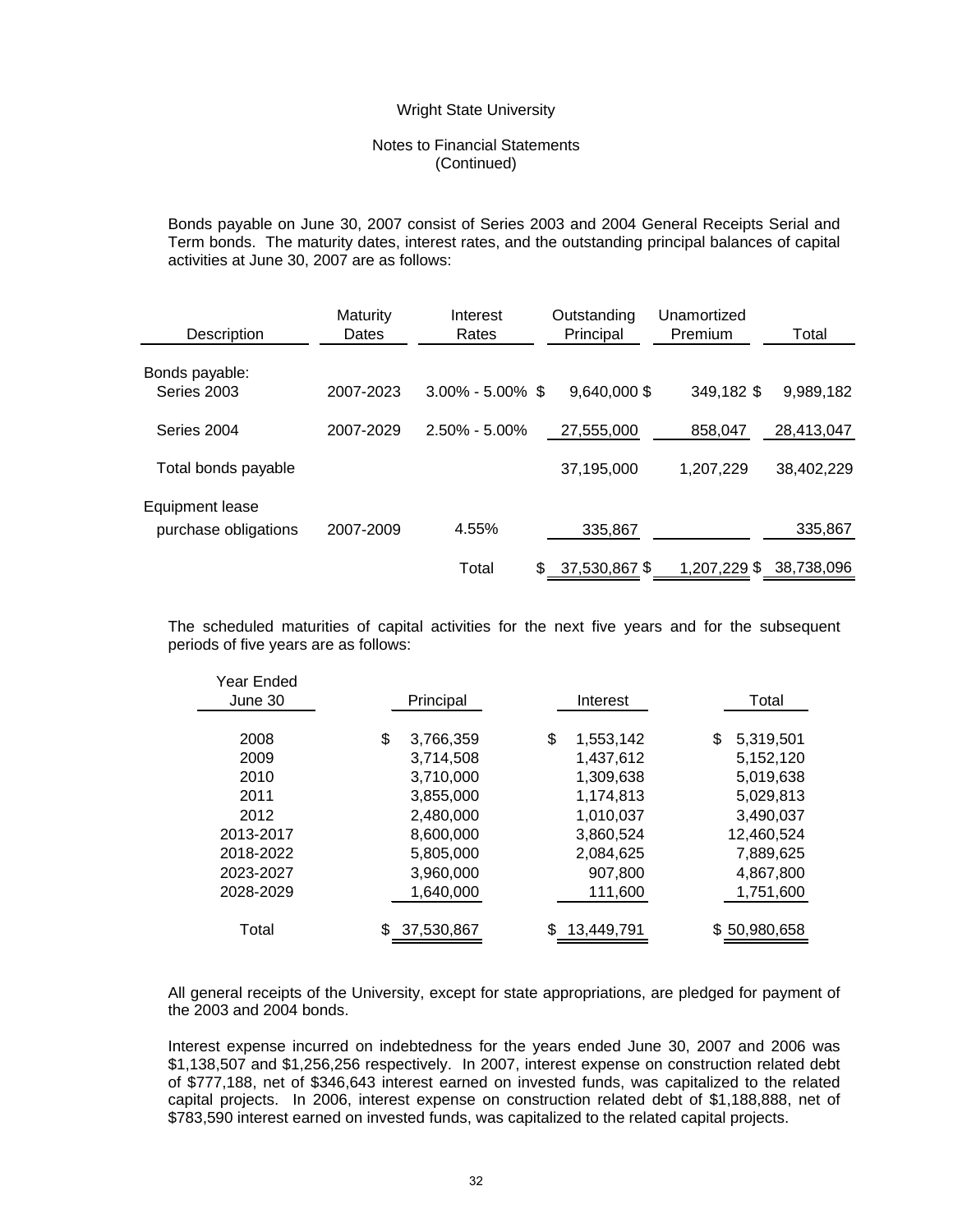Wright State University

Notes to Financial Statements
(Continued)

Bonds payable on June 30, 2007 consist of Series 2003 and 2004 General Receipts Serial and Term bonds. The maturity dates, interest rates, and the outstanding principal balances of capital activities at June 30, 2007 are as follows:

| Description | Maturity Dates | Interest Rates | Outstanding Principal | Unamortized Premium | Total |
|---|---|---|---|---|---|
| Bonds payable: | | | | | |
| Series 2003 | 2007-2023 | 3.00% - 5.00% | $ 9,640,000 | $ 349,182 | $ 9,989,182 |
| Series 2004 | 2007-2029 | 2.50% - 5.00% | 27,555,000 | 858,047 | 28,413,047 |
| Total bonds payable | | | 37,195,000 | 1,207,229 | 38,402,229 |
| Equipment lease purchase obligations | 2007-2009 | 4.55% | 335,867 | | 335,867 |
| | | Total | $ 37,530,867 | $ 1,207,229 | $ 38,738,096 |

The scheduled maturities of capital activities for the next five years and for the subsequent periods of five years are as follows:

| Year Ended June 30 | Principal | Interest | Total |
|---|---|---|---|
| 2008 | $ 3,766,359 | $ 1,553,142 | $ 5,319,501 |
| 2009 | 3,714,508 | 1,437,612 | 5,152,120 |
| 2010 | 3,710,000 | 1,309,638 | 5,019,638 |
| 2011 | 3,855,000 | 1,174,813 | 5,029,813 |
| 2012 | 2,480,000 | 1,010,037 | 3,490,037 |
| 2013-2017 | 8,600,000 | 3,860,524 | 12,460,524 |
| 2018-2022 | 5,805,000 | 2,084,625 | 7,889,625 |
| 2023-2027 | 3,960,000 | 907,800 | 4,867,800 |
| 2028-2029 | 1,640,000 | 111,600 | 1,751,600 |
| Total | $ 37,530,867 | $ 13,449,791 | $ 50,980,658 |

All general receipts of the University, except for state appropriations, are pledged for payment of the 2003 and 2004 bonds.

Interest expense incurred on indebtedness for the years ended June 30, 2007 and 2006 was $1,138,507 and $1,256,256 respectively. In 2007, interest expense on construction related debt of $777,188, net of $346,643 interest earned on invested funds, was capitalized to the related capital projects. In 2006, interest expense on construction related debt of $1,188,888, net of $783,590 interest earned on invested funds, was capitalized to the related capital projects.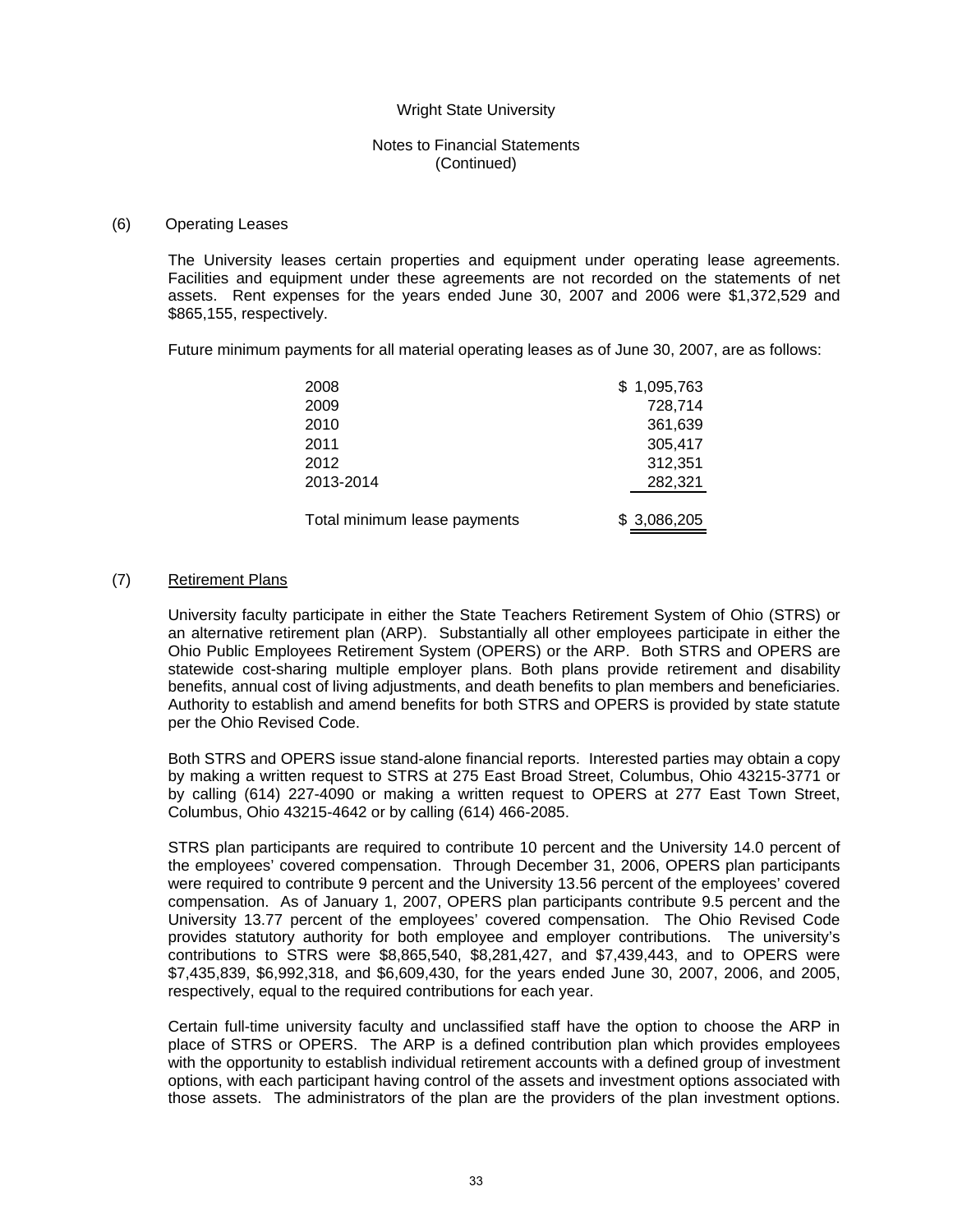## (6) Operating Leases

The University leases certain properties and equipment under operating lease agreements. Facilities and equipment under these agreements are not recorded on the statements of net assets. Rent expenses for the years ended June 30, 2007 and 2006 were $1,372,529 and $865,155, respectively.

Future minimum payments for all material operating leases as of June 30, 2007, are as follows:

| | |
|---|---|
| 2008 | $ 1,095,763 |
| 2009 | 728,714 |
| 2010 | 361,639 |
| 2011 | 305,417 |
| 2012 | 312,351 |
| 2013-2014 | 282,321 |
| Total minimum lease payments | $ 3,086,205 |

## (7) Retirement Plans

University faculty participate in either the State Teachers Retirement System of Ohio (STRS) or an alternative retirement plan (ARP). Substantially all other employees participate in either the Ohio Public Employees Retirement System (OPERS) or the ARP. Both STRS and OPERS are statewide cost-sharing multiple employer plans. Both plans provide retirement and disability benefits, annual cost of living adjustments, and death benefits to plan members and beneficiaries. Authority to establish and amend benefits for both STRS and OPERS is provided by state statute per the Ohio Revised Code.

Both STRS and OPERS issue stand-alone financial reports. Interested parties may obtain a copy by making a written request to STRS at 275 East Broad Street, Columbus, Ohio 43215-3771 or by calling (614) 227-4090 or making a written request to OPERS at 277 East Town Street, Columbus, Ohio 43215-4642 or by calling (614) 466-2085.

STRS plan participants are required to contribute 10 percent and the University 14.0 percent of the employees' covered compensation. Through December 31, 2006, OPERS plan participants were required to contribute 9 percent and the University 13.56 percent of the employees' covered compensation. As of January 1, 2007, OPERS plan participants contribute 9.5 percent and the University 13.77 percent of the employees' covered compensation. The Ohio Revised Code provides statutory authority for both employee and employer contributions. The university's contributions to STRS were $8,865,540, $8,281,427, and $7,439,443, and to OPERS were $7,435,839, $6,992,318, and $6,609,430, for the years ended June 30, 2007, 2006, and 2005, respectively, equal to the required contributions for each year.

Certain full-time university faculty and unclassified staff have the option to choose the ARP in place of STRS or OPERS. The ARP is a defined contribution plan which provides employees with the opportunity to establish individual retirement accounts with a defined group of investment options, with each participant having control of the assets and investment options associated with those assets. The administrators of the plan are the providers of the plan investment options.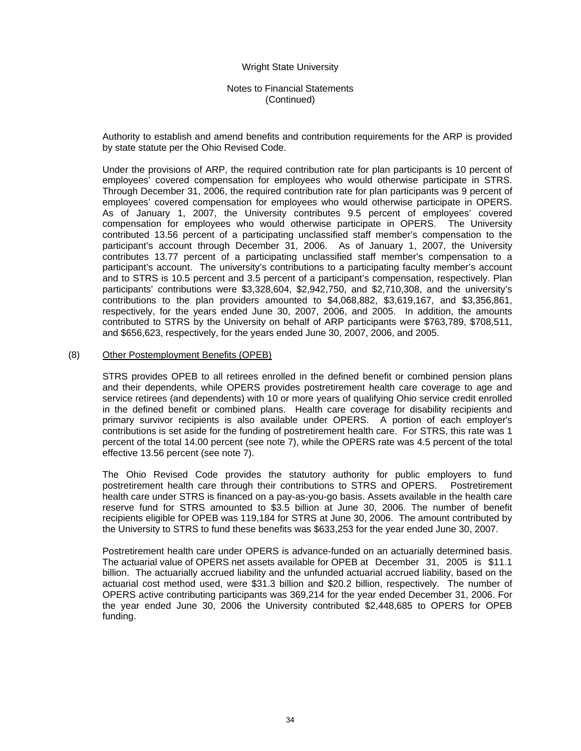Authority to establish and amend benefits and contribution requirements for the ARP is provided by state statute per the Ohio Revised Code.

Under the provisions of ARP, the required contribution rate for plan participants is 10 percent of employees' covered compensation for employees who would otherwise participate in STRS. Through December 31, 2006, the required contribution rate for plan participants was 9 percent of employees' covered compensation for employees who would otherwise participate in OPERS. As of January 1, 2007, the University contributes 9.5 percent of employees' covered compensation for employees who would otherwise participate in OPERS. The University contributed 13.56 percent of a participating unclassified staff member's compensation to the participant's account through December 31, 2006. As of January 1, 2007, the University contributes 13.77 percent of a participating unclassified staff member's compensation to a participant's account. The university's contributions to a participating faculty member's account and to STRS is 10.5 percent and 3.5 percent of a participant's compensation, respectively. Plan participants' contributions were $3,328,604, $2,942,750, and $2,710,308, and the university's contributions to the plan providers amounted to $4,068,882, $3,619,167, and $3,356,861, respectively, for the years ended June 30, 2007, 2006, and 2005. In addition, the amounts contributed to STRS by the University on behalf of ARP participants were $763,789, $708,511, and $656,623, respectively, for the years ended June 30, 2007, 2006, and 2005.

## (8) Other Postemployment Benefits (OPEB)

STRS provides OPEB to all retirees enrolled in the defined benefit or combined pension plans and their dependents, while OPERS provides postretirement health care coverage to age and service retirees (and dependents) with 10 or more years of qualifying Ohio service credit enrolled in the defined benefit or combined plans. Health care coverage for disability recipients and primary survivor recipients is also available under OPERS. A portion of each employer's contributions is set aside for the funding of postretirement health care. For STRS, this rate was 1 percent of the total 14.00 percent (see note 7), while the OPERS rate was 4.5 percent of the total effective 13.56 percent (see note 7).

The Ohio Revised Code provides the statutory authority for public employers to fund postretirement health care through their contributions to STRS and OPERS. Postretirement health care under STRS is financed on a pay-as-you-go basis. Assets available in the health care reserve fund for STRS amounted to $3.5 billion at June 30, 2006. The number of benefit recipients eligible for OPEB was 119,184 for STRS at June 30, 2006. The amount contributed by the University to STRS to fund these benefits was $633,253 for the year ended June 30, 2007.

Postretirement health care under OPERS is advance-funded on an actuarially determined basis. The actuarial value of OPERS net assets available for OPEB at December 31, 2005 is $11.1 billion. The actuarially accrued liability and the unfunded actuarial accrued liability, based on the actuarial cost method used, were $31.3 billion and $20.2 billion, respectively. The number of OPERS active contributing participants was 369,214 for the year ended December 31, 2006. For the year ended June 30, 2006 the University contributed $2,448,685 to OPERS for OPEB funding.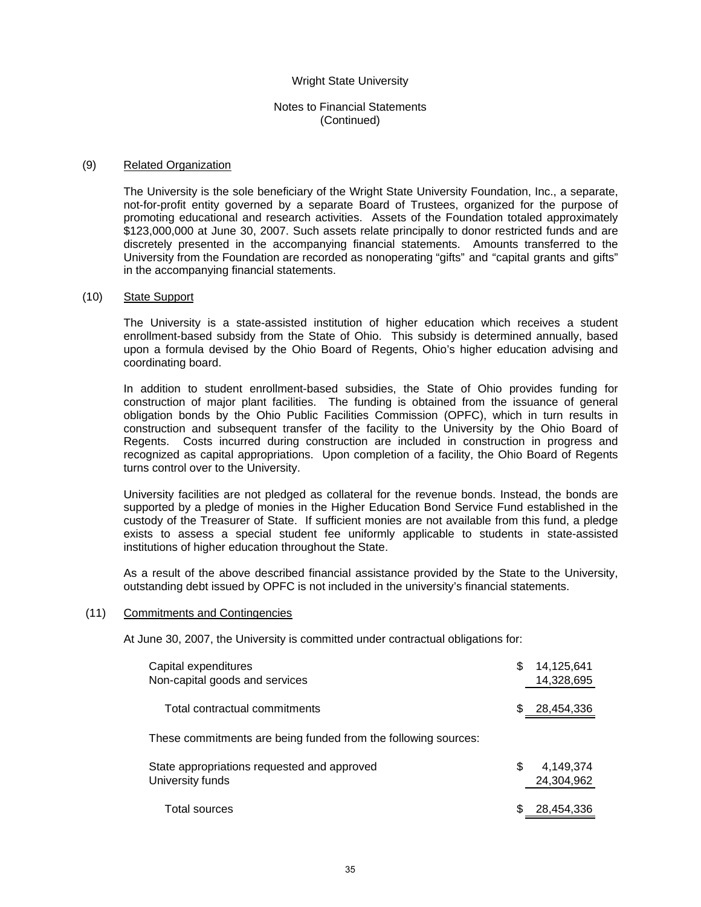Wright State University

Notes to Financial Statements
(Continued)

## (9) Related Organization

The University is the sole beneficiary of the Wright State University Foundation, Inc., a separate, not-for-profit entity governed by a separate Board of Trustees, organized for the purpose of promoting educational and research activities. Assets of the Foundation totaled approximately $123,000,000 at June 30, 2007. Such assets relate principally to donor restricted funds and are discretely presented in the accompanying financial statements. Amounts transferred to the University from the Foundation are recorded as nonoperating "gifts" and "capital grants and gifts" in the accompanying financial statements.

## (10) State Support

The University is a state-assisted institution of higher education which receives a student enrollment-based subsidy from the State of Ohio. This subsidy is determined annually, based upon a formula devised by the Ohio Board of Regents, Ohio's higher education advising and coordinating board.

In addition to student enrollment-based subsidies, the State of Ohio provides funding for construction of major plant facilities. The funding is obtained from the issuance of general obligation bonds by the Ohio Public Facilities Commission (OPFC), which in turn results in construction and subsequent transfer of the facility to the University by the Ohio Board of Regents. Costs incurred during construction are included in construction in progress and recognized as capital appropriations. Upon completion of a facility, the Ohio Board of Regents turns control over to the University.

University facilities are not pledged as collateral for the revenue bonds. Instead, the bonds are supported by a pledge of monies in the Higher Education Bond Service Fund established in the custody of the Treasurer of State. If sufficient monies are not available from this fund, a pledge exists to assess a special student fee uniformly applicable to students in state-assisted institutions of higher education throughout the State.

As a result of the above described financial assistance provided by the State to the University, outstanding debt issued by OPFC is not included in the university's financial statements.

## (11) Commitments and Contingencies

At June 30, 2007, the University is committed under contractual obligations for:

| | |
|---|---|
| Capital expenditures | $ 14,125,641 |
| Non-capital goods and services | 14,328,695 |
| Total contractual commitments | $ 28,454,336 |

These commitments are being funded from the following sources:

| | |
|---|---|
| State appropriations requested and approved | $ 4,149,374 |
| University funds | 24,304,962 |
| Total sources | $ 28,454,336 |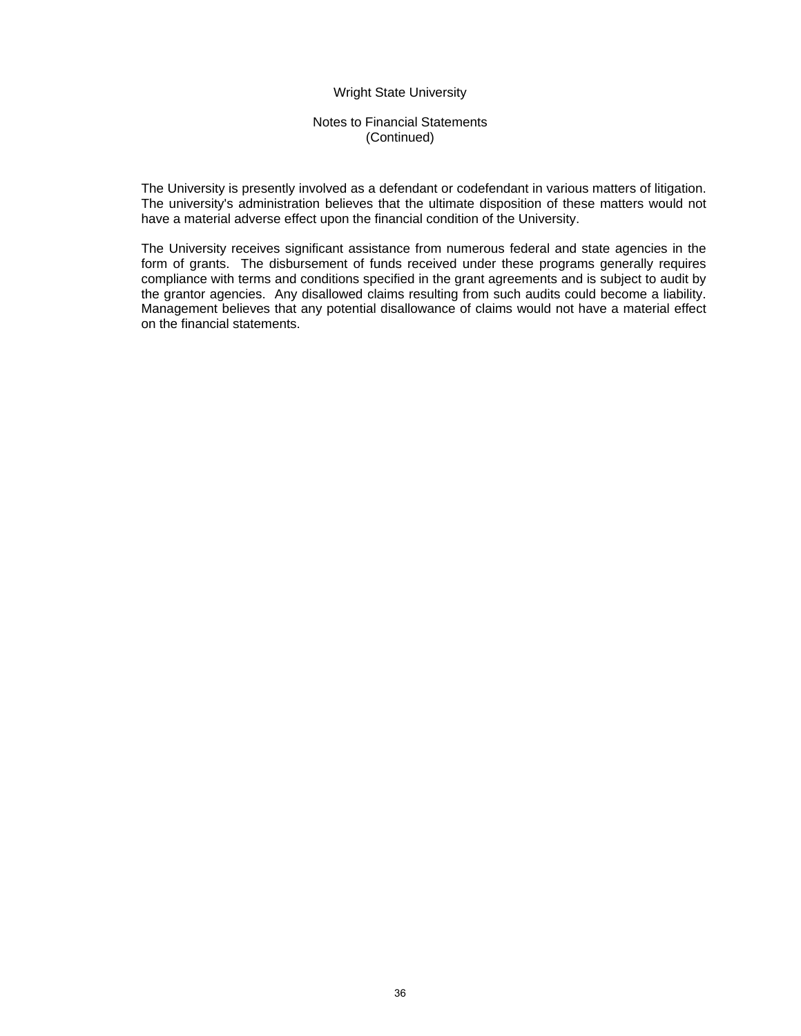The University is presently involved as a defendant or codefendant in various matters of litigation. The university's administration believes that the ultimate disposition of these matters would not have a material adverse effect upon the financial condition of the University.

The University receives significant assistance from numerous federal and state agencies in the form of grants. The disbursement of funds received under these programs generally requires compliance with terms and conditions specified in the grant agreements and is subject to audit by the grantor agencies. Any disallowed claims resulting from such audits could become a liability. Management believes that any potential disallowance of claims would not have a material effect on the financial statements.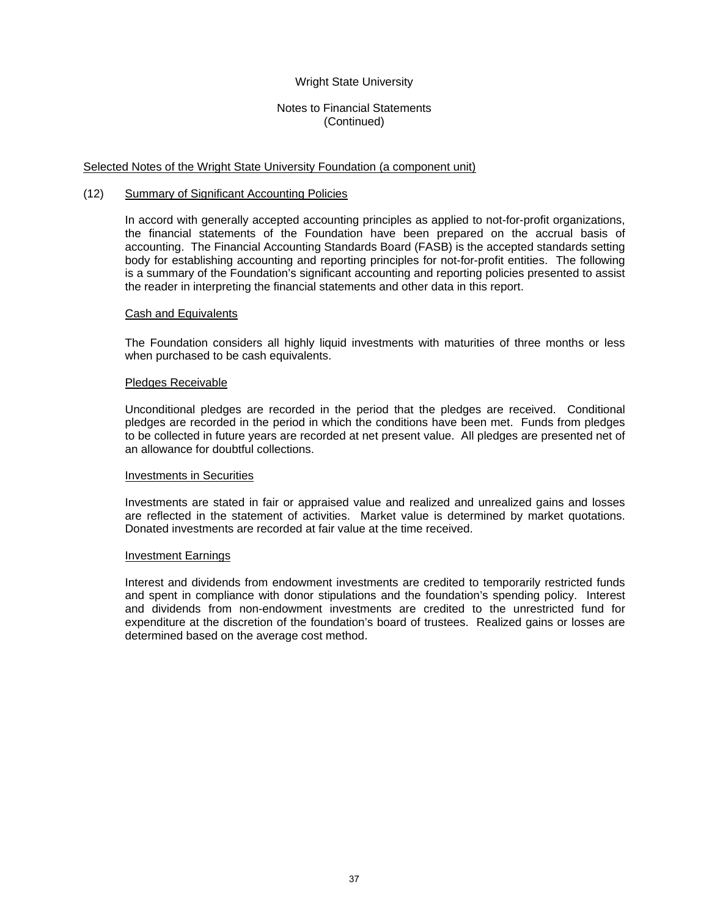Wright State University

Notes to Financial Statements
(Continued)

Selected Notes of the Wright State University Foundation (a component unit)

## (12) Summary of Significant Accounting Policies

In accord with generally accepted accounting principles as applied to not-for-profit organizations, the financial statements of the Foundation have been prepared on the accrual basis of accounting. The Financial Accounting Standards Board (FASB) is the accepted standards setting body for establishing accounting and reporting principles for not-for-profit entities. The following is a summary of the Foundation's significant accounting and reporting policies presented to assist the reader in interpreting the financial statements and other data in this report.

### Cash and Equivalents

The Foundation considers all highly liquid investments with maturities of three months or less when purchased to be cash equivalents.

### Pledges Receivable

Unconditional pledges are recorded in the period that the pledges are received. Conditional pledges are recorded in the period in which the conditions have been met. Funds from pledges to be collected in future years are recorded at net present value. All pledges are presented net of an allowance for doubtful collections.

### Investments in Securities

Investments are stated in fair or appraised value and realized and unrealized gains and losses are reflected in the statement of activities. Market value is determined by market quotations. Donated investments are recorded at fair value at the time received.

### Investment Earnings

Interest and dividends from endowment investments are credited to temporarily restricted funds and spent in compliance with donor stipulations and the foundation's spending policy. Interest and dividends from non-endowment investments are credited to the unrestricted fund for expenditure at the discretion of the foundation's board of trustees. Realized gains or losses are determined based on the average cost method.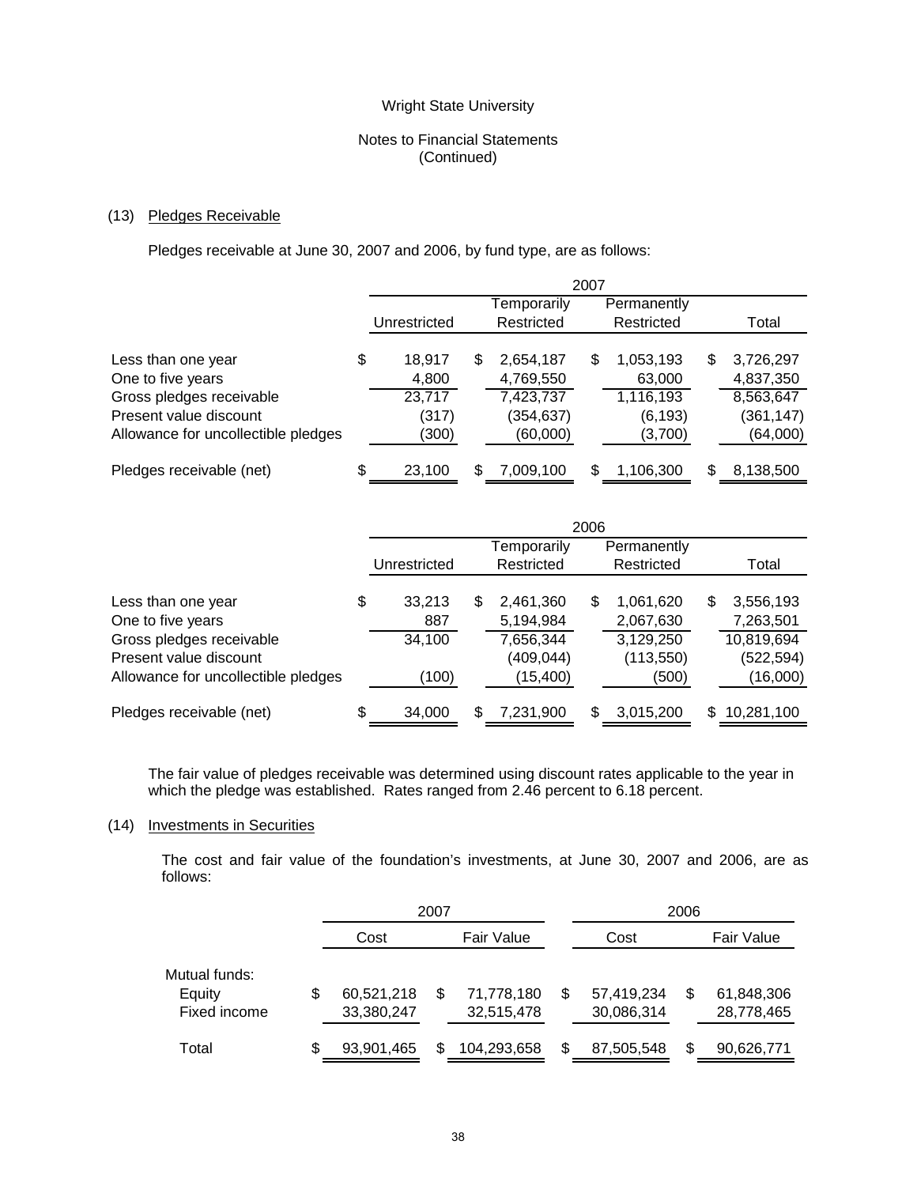Wright State University

Notes to Financial Statements
(Continued)

## (13) Pledges Receivable

Pledges receivable at June 30, 2007 and 2006, by fund type, are as follows:

| | 2007 | | | |
|---|---|---|---|---|
| | Unrestricted | Temporarily Restricted | Permanently Restricted | Total |
| Less than one year | $ 18,917 | $ 2,654,187 | $ 1,053,193 | $ 3,726,297 |
| One to five years | 4,800 | 4,769,550 | 63,000 | 4,837,350 |
| Gross pledges receivable | 23,717 | 7,423,737 | 1,116,193 | 8,563,647 |
| Present value discount | (317) | (354,637) | (6,193) | (361,147) |
| Allowance for uncollectible pledges | (300) | (60,000) | (3,700) | (64,000) |
| Pledges receivable (net) | $ 23,100 | $ 7,009,100 | $ 1,106,300 | $ 8,138,500 |

| | 2006 | | | |
|---|---|---|---|---|
| | Unrestricted | Temporarily Restricted | Permanently Restricted | Total |
| Less than one year | $ 33,213 | $ 2,461,360 | $ 1,061,620 | $ 3,556,193 |
| One to five years | 887 | 5,194,984 | 2,067,630 | 7,263,501 |
| Gross pledges receivable | 34,100 | 7,656,344 | 3,129,250 | 10,819,694 |
| Present value discount | | (409,044) | (113,550) | (522,594) |
| Allowance for uncollectible pledges | (100) | (15,400) | (500) | (16,000) |
| Pledges receivable (net) | $ 34,000 | $ 7,231,900 | $ 3,015,200 | $ 10,281,100 |

The fair value of pledges receivable was determined using discount rates applicable to the year in which the pledge was established. Rates ranged from 2.46 percent to 6.18 percent.

## (14) Investments in Securities

The cost and fair value of the foundation's investments, at June 30, 2007 and 2006, are as follows:

| | 2007 | | 2006 | |
|---|---|---|---|---|
| | Cost | Fair Value | Cost | Fair Value |
| Mutual funds: | | | | |
| Equity | $ 60,521,218 | $ 71,778,180 | $ 57,419,234 | $ 61,848,306 |
| Fixed income | 33,380,247 | 32,515,478 | 30,086,314 | 28,778,465 |
| Total | $ 93,901,465 | $ 104,293,658 | $ 87,505,548 | $ 90,626,771 |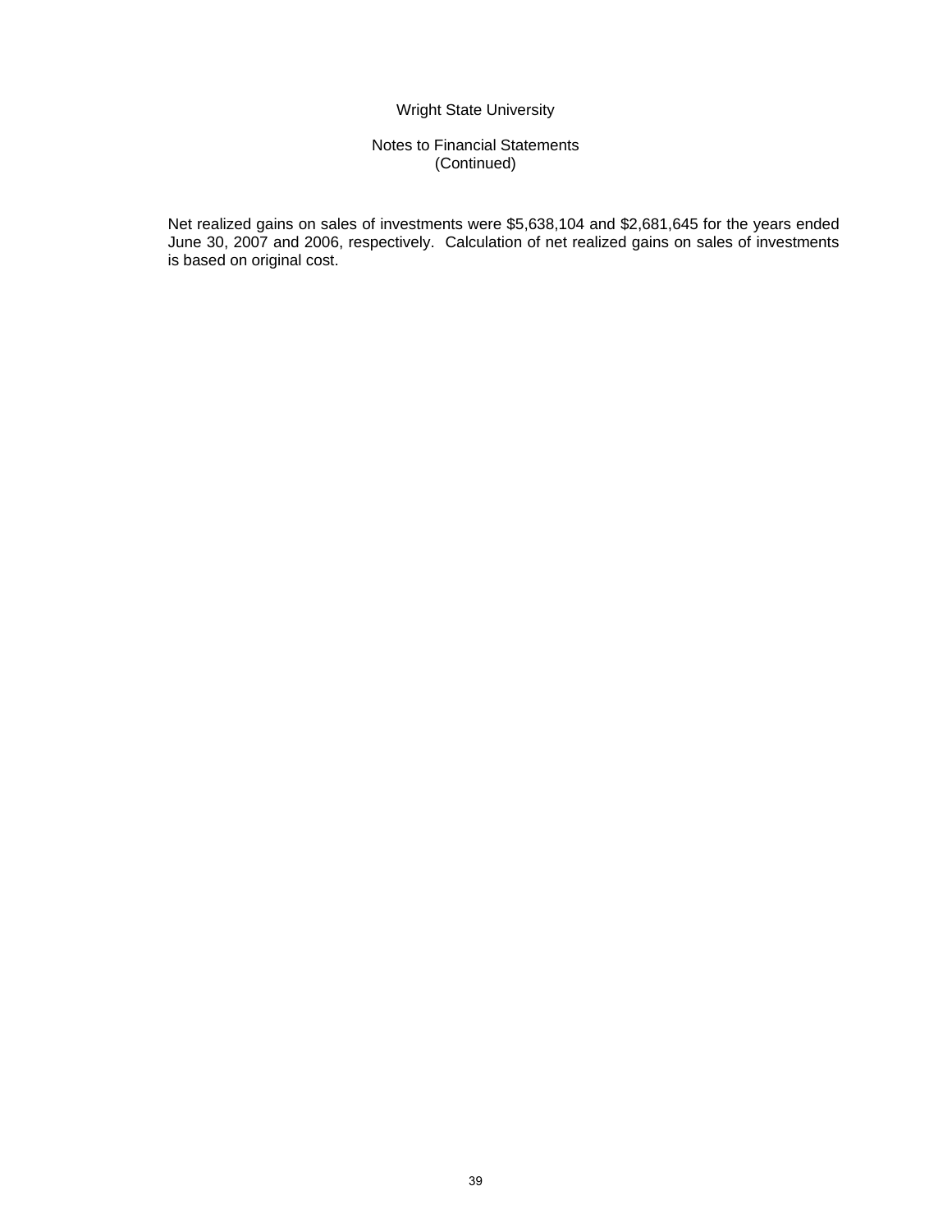Net realized gains on sales of investments were $5,638,104 and $2,681,645 for the years ended June 30, 2007 and 2006, respectively. Calculation of net realized gains on sales of investments is based on original cost.